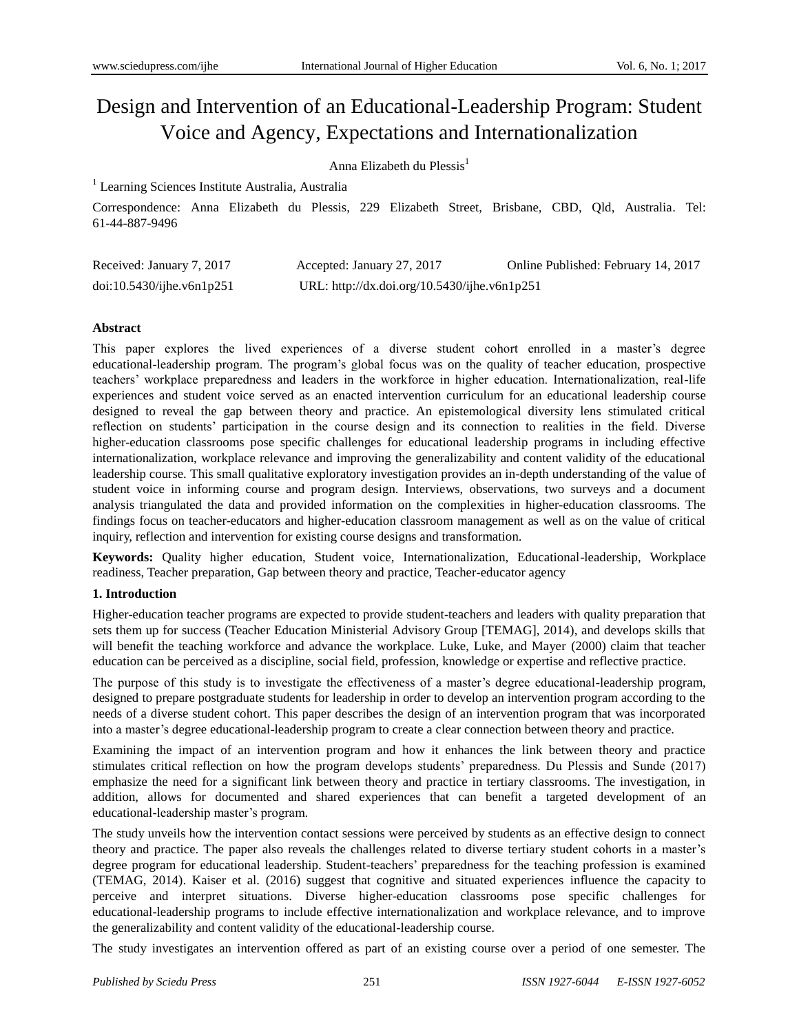# Design and Intervention of an Educational-Leadership Program: Student Voice and Agency, Expectations and Internationalization

Anna Elizabeth du Plessis[1]

[1] Learning Sciences Institute Australia, Australia

Correspondence: Anna Elizabeth du Plessis, 229 Elizabeth Street, Brisbane, CBD, Qld, Australia. Tel: 61-44-887-9496

Received: January 7, 2017 Accepted: January 27, 2017 Online Published: February 14, 2017

doi:10.5430/ijhe.v6n1p251 URL: http://dx.doi.org/10.5430/ijhe.v6n1p251

**Abstract**

This paper explores the lived experiences of a diverse student cohort enrolled in a master's degree educational-leadership program. The program's global focus was on the quality of teacher education, prospective teachers' workplace preparedness and leaders in the workforce in higher education. Internationalization, real-life experiences and student voice served as an enacted intervention curriculum for an educational leadership course designed to reveal the gap between theory and practice. An epistemological diversity lens stimulated critical reflection on students' participation in the course design and its connection to realities in the field. Diverse higher-education classrooms pose specific challenges for educational leadership programs in including effective internationalization, workplace relevance and improving the generalizability and content validity of the educational leadership course. This small qualitative exploratory investigation provides an in-depth understanding of the value of student voice in informing course and program design. Interviews, observations, two surveys and a document analysis triangulated the data and provided information on the complexities in higher-education classrooms. The findings focus on teacher-educators and higher-education classroom management as well as on the value of critical inquiry, reflection and intervention for existing course designs and transformation.

**Keywords:** Quality higher education, Student voice, Internationalization, Educational-leadership, Workplace readiness, Teacher preparation, Gap between theory and practice, Teacher-educator agency

## 1. Introduction

Higher-education teacher programs are expected to provide student-teachers and leaders with quality preparation that sets them up for success (Teacher Education Ministerial Advisory Group [TEMAG], 2014), and develops skills that will benefit the teaching workforce and advance the workplace. Luke, Luke, and Mayer (2000) claim that teacher education can be perceived as a discipline, social field, profession, knowledge or expertise and reflective practice.

The purpose of this study is to investigate the effectiveness of a master's degree educational-leadership program, designed to prepare postgraduate students for leadership in order to develop an intervention program according to the needs of a diverse student cohort. This paper describes the design of an intervention program that was incorporated into a master's degree educational-leadership program to create a clear connection between theory and practice.

Examining the impact of an intervention program and how it enhances the link between theory and practice stimulates critical reflection on how the program develops students' preparedness. Du Plessis and Sunde (2017) emphasize the need for a significant link between theory and practice in tertiary classrooms. The investigation, in addition, allows for documented and shared experiences that can benefit a targeted development of an educational-leadership master's program.

The study unveils how the intervention contact sessions were perceived by students as an effective design to connect theory and practice. The paper also reveals the challenges related to diverse tertiary student cohorts in a master's degree program for educational leadership. Student-teachers' preparedness for the teaching profession is examined (TEMAG, 2014). Kaiser et al. (2016) suggest that cognitive and situated experiences influence the capacity to perceive and interpret situations. Diverse higher-education classrooms pose specific challenges for educational-leadership programs to include effective internationalization and workplace relevance, and to improve the generalizability and content validity of the educational-leadership course.

The study investigates an intervention offered as part of an existing course over a period of one semester. The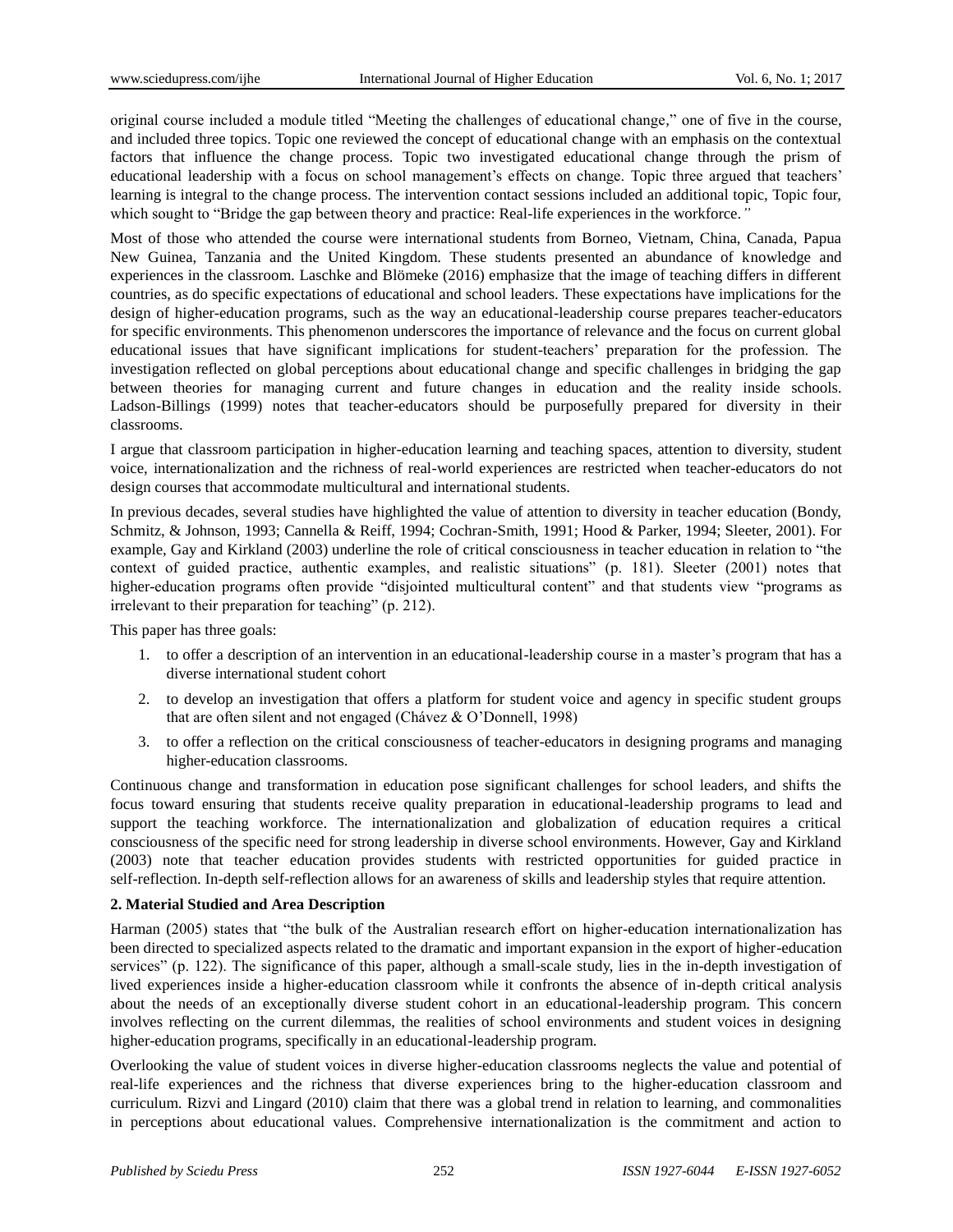original course included a module titled "Meeting the challenges of educational change," one of five in the course, and included three topics. Topic one reviewed the concept of educational change with an emphasis on the contextual factors that influence the change process. Topic two investigated educational change through the prism of educational leadership with a focus on school management's effects on change. Topic three argued that teachers' learning is integral to the change process. The intervention contact sessions included an additional topic, Topic four, which sought to "Bridge the gap between theory and practice: Real-life experiences in the workforce."

Most of those who attended the course were international students from Borneo, Vietnam, China, Canada, Papua New Guinea, Tanzania and the United Kingdom. These students presented an abundance of knowledge and experiences in the classroom. Laschke and Blömeke (2016) emphasize that the image of teaching differs in different countries, as do specific expectations of educational and school leaders. These expectations have implications for the design of higher-education programs, such as the way an educational-leadership course prepares teacher-educators for specific environments. This phenomenon underscores the importance of relevance and the focus on current global educational issues that have significant implications for student-teachers' preparation for the profession. The investigation reflected on global perceptions about educational change and specific challenges in bridging the gap between theories for managing current and future changes in education and the reality inside schools. Ladson-Billings (1999) notes that teacher-educators should be purposefully prepared for diversity in their classrooms.

I argue that classroom participation in higher-education learning and teaching spaces, attention to diversity, student voice, internationalization and the richness of real-world experiences are restricted when teacher-educators do not design courses that accommodate multicultural and international students.

In previous decades, several studies have highlighted the value of attention to diversity in teacher education (Bondy, Schmitz, & Johnson, 1993; Cannella & Reiff, 1994; Cochran-Smith, 1991; Hood & Parker, 1994; Sleeter, 2001). For example, Gay and Kirkland (2003) underline the role of critical consciousness in teacher education in relation to "the context of guided practice, authentic examples, and realistic situations" (p. 181). Sleeter (2001) notes that higher-education programs often provide "disjointed multicultural content" and that students view "programs as irrelevant to their preparation for teaching" (p. 212).

This paper has three goals:

1. to offer a description of an intervention in an educational-leadership course in a master's program that has a diverse international student cohort
2. to develop an investigation that offers a platform for student voice and agency in specific student groups that are often silent and not engaged (Chávez & O'Donnell, 1998)
3. to offer a reflection on the critical consciousness of teacher-educators in designing programs and managing higher-education classrooms.

Continuous change and transformation in education pose significant challenges for school leaders, and shifts the focus toward ensuring that students receive quality preparation in educational-leadership programs to lead and support the teaching workforce. The internationalization and globalization of education requires a critical consciousness of the specific need for strong leadership in diverse school environments. However, Gay and Kirkland (2003) note that teacher education provides students with restricted opportunities for guided practice in self-reflection. In-depth self-reflection allows for an awareness of skills and leadership styles that require attention.

## 2. Material Studied and Area Description

Harman (2005) states that "the bulk of the Australian research effort on higher-education internationalization has been directed to specialized aspects related to the dramatic and important expansion in the export of higher-education services" (p. 122). The significance of this paper, although a small-scale study, lies in the in-depth investigation of lived experiences inside a higher-education classroom while it confronts the absence of in-depth critical analysis about the needs of an exceptionally diverse student cohort in an educational-leadership program. This concern involves reflecting on the current dilemmas, the realities of school environments and student voices in designing higher-education programs, specifically in an educational-leadership program.

Overlooking the value of student voices in diverse higher-education classrooms neglects the value and potential of real-life experiences and the richness that diverse experiences bring to the higher-education classroom and curriculum. Rizvi and Lingard (2010) claim that there was a global trend in relation to learning, and commonalities in perceptions about educational values. Comprehensive internationalization is the commitment and action to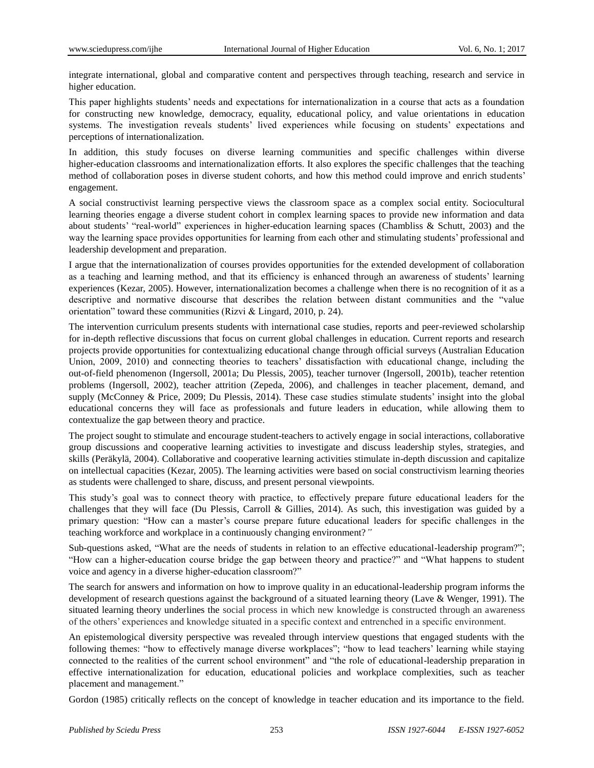integrate international, global and comparative content and perspectives through teaching, research and service in higher education.

This paper highlights students' needs and expectations for internationalization in a course that acts as a foundation for constructing new knowledge, democracy, equality, educational policy, and value orientations in education systems. The investigation reveals students' lived experiences while focusing on students' expectations and perceptions of internationalization.

In addition, this study focuses on diverse learning communities and specific challenges within diverse higher-education classrooms and internationalization efforts. It also explores the specific challenges that the teaching method of collaboration poses in diverse student cohorts, and how this method could improve and enrich students' engagement.

A social constructivist learning perspective views the classroom space as a complex social entity. Sociocultural learning theories engage a diverse student cohort in complex learning spaces to provide new information and data about students' "real-world" experiences in higher-education learning spaces (Chambliss & Schutt, 2003) and the way the learning space provides opportunities for learning from each other and stimulating students' professional and leadership development and preparation.

I argue that the internationalization of courses provides opportunities for the extended development of collaboration as a teaching and learning method, and that its efficiency is enhanced through an awareness of students' learning experiences (Kezar, 2005). However, internationalization becomes a challenge when there is no recognition of it as a descriptive and normative discourse that describes the relation between distant communities and the "value orientation" toward these communities (Rizvi & Lingard, 2010, p. 24).

The intervention curriculum presents students with international case studies, reports and peer-reviewed scholarship for in-depth reflective discussions that focus on current global challenges in education. Current reports and research projects provide opportunities for contextualizing educational change through official surveys (Australian Education Union, 2009, 2010) and connecting theories to teachers' dissatisfaction with educational change, including the out-of-field phenomenon (Ingersoll, 2001a; Du Plessis, 2005), teacher turnover (Ingersoll, 2001b), teacher retention problems (Ingersoll, 2002), teacher attrition (Zepeda, 2006), and challenges in teacher placement, demand, and supply (McConney & Price, 2009; Du Plessis, 2014). These case studies stimulate students' insight into the global educational concerns they will face as professionals and future leaders in education, while allowing them to contextualize the gap between theory and practice.

The project sought to stimulate and encourage student-teachers to actively engage in social interactions, collaborative group discussions and cooperative learning activities to investigate and discuss leadership styles, strategies, and skills (Peräkylä, 2004). Collaborative and cooperative learning activities stimulate in-depth discussion and capitalize on intellectual capacities (Kezar, 2005). The learning activities were based on social constructivism learning theories as students were challenged to share, discuss, and present personal viewpoints.

This study's goal was to connect theory with practice, to effectively prepare future educational leaders for the challenges that they will face (Du Plessis, Carroll & Gillies, 2014). As such, this investigation was guided by a primary question: "How can a master's course prepare future educational leaders for specific challenges in the teaching workforce and workplace in a continuously changing environment?"

Sub-questions asked, "What are the needs of students in relation to an effective educational-leadership program?"; "How can a higher-education course bridge the gap between theory and practice?" and "What happens to student voice and agency in a diverse higher-education classroom?"

The search for answers and information on how to improve quality in an educational-leadership program informs the development of research questions against the background of a situated learning theory (Lave & Wenger, 1991). The situated learning theory underlines the social process in which new knowledge is constructed through an awareness of the others' experiences and knowledge situated in a specific context and entrenched in a specific environment.

An epistemological diversity perspective was revealed through interview questions that engaged students with the following themes: "how to effectively manage diverse workplaces"; "how to lead teachers' learning while staying connected to the realities of the current school environment" and "the role of educational-leadership preparation in effective internationalization for education, educational policies and workplace complexities, such as teacher placement and management."

Gordon (1985) critically reflects on the concept of knowledge in teacher education and its importance to the field.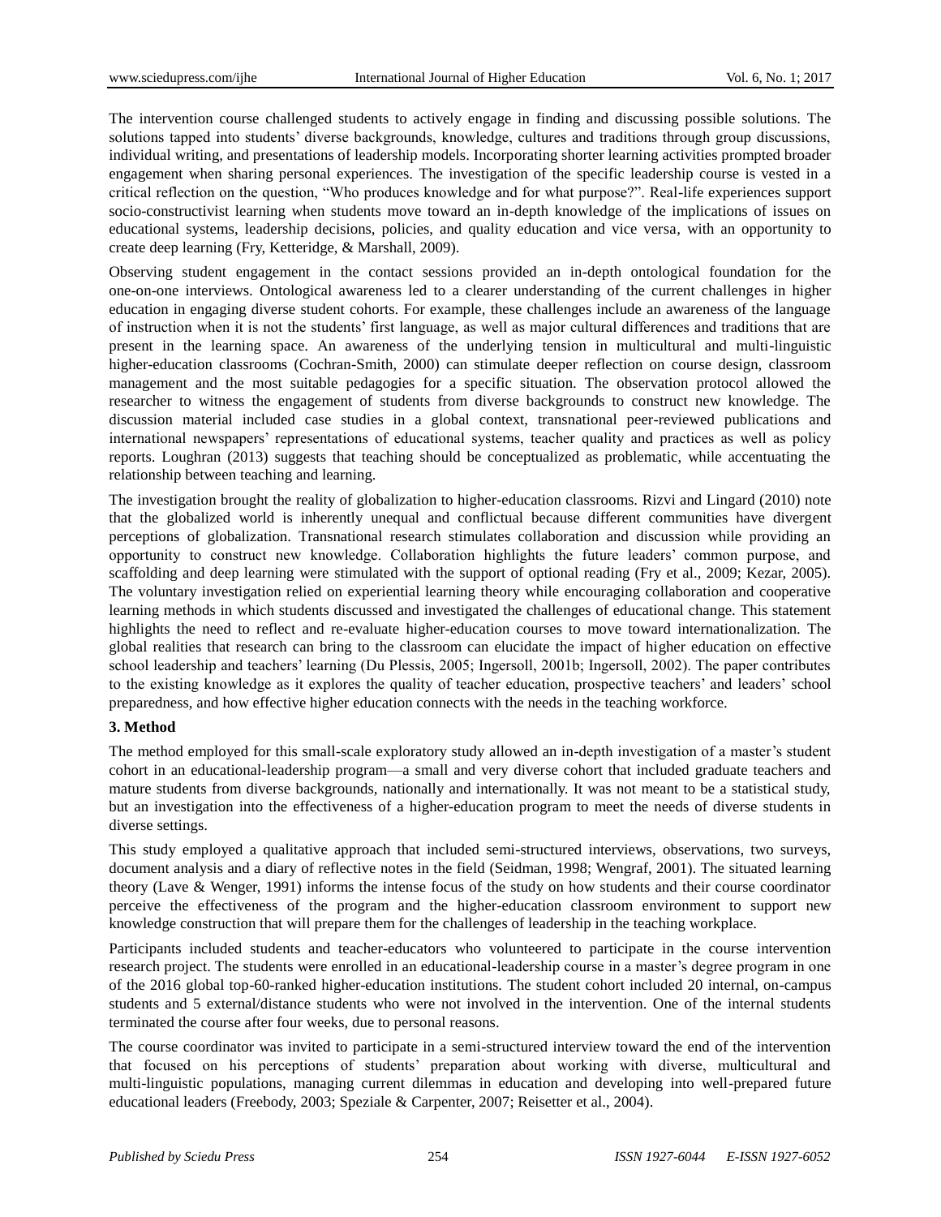The intervention course challenged students to actively engage in finding and discussing possible solutions. The solutions tapped into students' diverse backgrounds, knowledge, cultures and traditions through group discussions, individual writing, and presentations of leadership models. Incorporating shorter learning activities prompted broader engagement when sharing personal experiences. The investigation of the specific leadership course is vested in a critical reflection on the question, "Who produces knowledge and for what purpose?". Real-life experiences support socio-constructivist learning when students move toward an in-depth knowledge of the implications of issues on educational systems, leadership decisions, policies, and quality education and vice versa, with an opportunity to create deep learning (Fry, Ketteridge, & Marshall, 2009).

Observing student engagement in the contact sessions provided an in-depth ontological foundation for the one-on-one interviews. Ontological awareness led to a clearer understanding of the current challenges in higher education in engaging diverse student cohorts. For example, these challenges include an awareness of the language of instruction when it is not the students' first language, as well as major cultural differences and traditions that are present in the learning space. An awareness of the underlying tension in multicultural and multi-linguistic higher-education classrooms (Cochran-Smith, 2000) can stimulate deeper reflection on course design, classroom management and the most suitable pedagogies for a specific situation. The observation protocol allowed the researcher to witness the engagement of students from diverse backgrounds to construct new knowledge. The discussion material included case studies in a global context, transnational peer-reviewed publications and international newspapers' representations of educational systems, teacher quality and practices as well as policy reports. Loughran (2013) suggests that teaching should be conceptualized as problematic, while accentuating the relationship between teaching and learning.

The investigation brought the reality of globalization to higher-education classrooms. Rizvi and Lingard (2010) note that the globalized world is inherently unequal and conflictual because different communities have divergent perceptions of globalization. Transnational research stimulates collaboration and discussion while providing an opportunity to construct new knowledge. Collaboration highlights the future leaders' common purpose, and scaffolding and deep learning were stimulated with the support of optional reading (Fry et al., 2009; Kezar, 2005). The voluntary investigation relied on experiential learning theory while encouraging collaboration and cooperative learning methods in which students discussed and investigated the challenges of educational change. This statement highlights the need to reflect and re-evaluate higher-education courses to move toward internationalization. The global realities that research can bring to the classroom can elucidate the impact of higher education on effective school leadership and teachers' learning (Du Plessis, 2005; Ingersoll, 2001b; Ingersoll, 2002). The paper contributes to the existing knowledge as it explores the quality of teacher education, prospective teachers' and leaders' school preparedness, and how effective higher education connects with the needs in the teaching workforce.

## 3. Method

The method employed for this small-scale exploratory study allowed an in-depth investigation of a master's student cohort in an educational-leadership program—a small and very diverse cohort that included graduate teachers and mature students from diverse backgrounds, nationally and internationally. It was not meant to be a statistical study, but an investigation into the effectiveness of a higher-education program to meet the needs of diverse students in diverse settings.

This study employed a qualitative approach that included semi-structured interviews, observations, two surveys, document analysis and a diary of reflective notes in the field (Seidman, 1998; Wengraf, 2001). The situated learning theory (Lave & Wenger, 1991) informs the intense focus of the study on how students and their course coordinator perceive the effectiveness of the program and the higher-education classroom environment to support new knowledge construction that will prepare them for the challenges of leadership in the teaching workplace.

Participants included students and teacher-educators who volunteered to participate in the course intervention research project. The students were enrolled in an educational-leadership course in a master's degree program in one of the 2016 global top-60-ranked higher-education institutions. The student cohort included 20 internal, on-campus students and 5 external/distance students who were not involved in the intervention. One of the internal students terminated the course after four weeks, due to personal reasons.

The course coordinator was invited to participate in a semi-structured interview toward the end of the intervention that focused on his perceptions of students' preparation about working with diverse, multicultural and multi-linguistic populations, managing current dilemmas in education and developing into well-prepared future educational leaders (Freebody, 2003; Speziale & Carpenter, 2007; Reisetter et al., 2004).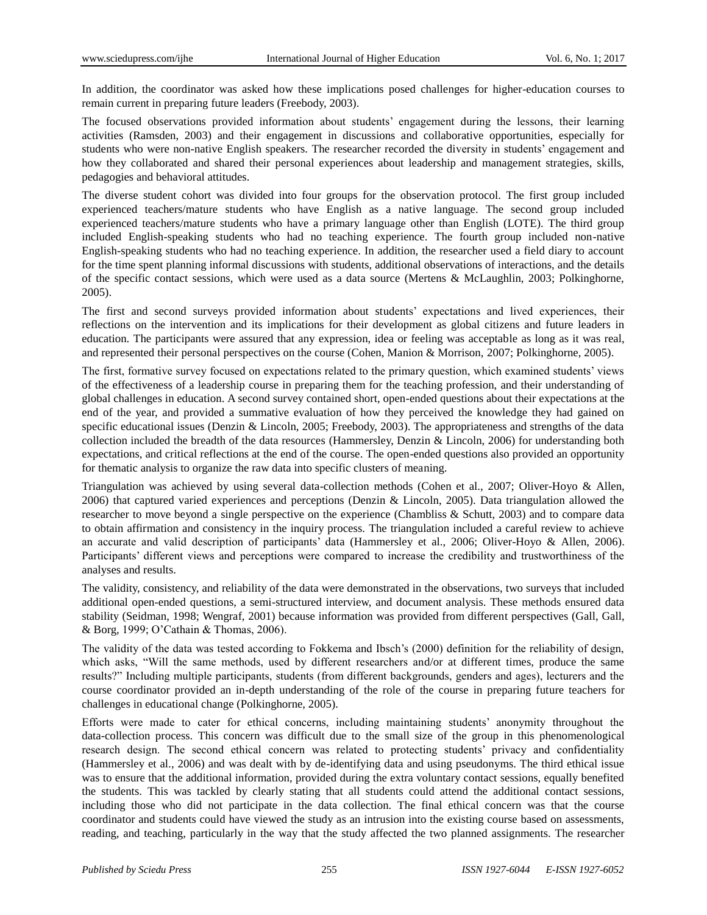In addition, the coordinator was asked how these implications posed challenges for higher-education courses to remain current in preparing future leaders (Freebody, 2003).

The focused observations provided information about students' engagement during the lessons, their learning activities (Ramsden, 2003) and their engagement in discussions and collaborative opportunities, especially for students who were non-native English speakers. The researcher recorded the diversity in students' engagement and how they collaborated and shared their personal experiences about leadership and management strategies, skills, pedagogies and behavioral attitudes.

The diverse student cohort was divided into four groups for the observation protocol. The first group included experienced teachers/mature students who have English as a native language. The second group included experienced teachers/mature students who have a primary language other than English (LOTE). The third group included English-speaking students who had no teaching experience. The fourth group included non-native English-speaking students who had no teaching experience. In addition, the researcher used a field diary to account for the time spent planning informal discussions with students, additional observations of interactions, and the details of the specific contact sessions, which were used as a data source (Mertens & McLaughlin, 2003; Polkinghorne, 2005).

The first and second surveys provided information about students' expectations and lived experiences, their reflections on the intervention and its implications for their development as global citizens and future leaders in education. The participants were assured that any expression, idea or feeling was acceptable as long as it was real, and represented their personal perspectives on the course (Cohen, Manion & Morrison, 2007; Polkinghorne, 2005).

The first, formative survey focused on expectations related to the primary question, which examined students' views of the effectiveness of a leadership course in preparing them for the teaching profession, and their understanding of global challenges in education. A second survey contained short, open-ended questions about their expectations at the end of the year, and provided a summative evaluation of how they perceived the knowledge they had gained on specific educational issues (Denzin & Lincoln, 2005; Freebody, 2003). The appropriateness and strengths of the data collection included the breadth of the data resources (Hammersley, Denzin & Lincoln, 2006) for understanding both expectations, and critical reflections at the end of the course. The open-ended questions also provided an opportunity for thematic analysis to organize the raw data into specific clusters of meaning.

Triangulation was achieved by using several data-collection methods (Cohen et al., 2007; Oliver-Hoyo & Allen, 2006) that captured varied experiences and perceptions (Denzin & Lincoln, 2005). Data triangulation allowed the researcher to move beyond a single perspective on the experience (Chambliss & Schutt, 2003) and to compare data to obtain affirmation and consistency in the inquiry process. The triangulation included a careful review to achieve an accurate and valid description of participants' data (Hammersley et al., 2006; Oliver-Hoyo & Allen, 2006). Participants' different views and perceptions were compared to increase the credibility and trustworthiness of the analyses and results.

The validity, consistency, and reliability of the data were demonstrated in the observations, two surveys that included additional open-ended questions, a semi-structured interview, and document analysis. These methods ensured data stability (Seidman, 1998; Wengraf, 2001) because information was provided from different perspectives (Gall, Gall, & Borg, 1999; O'Cathain & Thomas, 2006).

The validity of the data was tested according to Fokkema and Ibsch's (2000) definition for the reliability of design, which asks, "Will the same methods, used by different researchers and/or at different times, produce the same results?" Including multiple participants, students (from different backgrounds, genders and ages), lecturers and the course coordinator provided an in-depth understanding of the role of the course in preparing future teachers for challenges in educational change (Polkinghorne, 2005).

Efforts were made to cater for ethical concerns, including maintaining students' anonymity throughout the data-collection process. This concern was difficult due to the small size of the group in this phenomenological research design. The second ethical concern was related to protecting students' privacy and confidentiality (Hammersley et al., 2006) and was dealt with by de-identifying data and using pseudonyms. The third ethical issue was to ensure that the additional information, provided during the extra voluntary contact sessions, equally benefited the students. This was tackled by clearly stating that all students could attend the additional contact sessions, including those who did not participate in the data collection. The final ethical concern was that the course coordinator and students could have viewed the study as an intrusion into the existing course based on assessments, reading, and teaching, particularly in the way that the study affected the two planned assignments. The researcher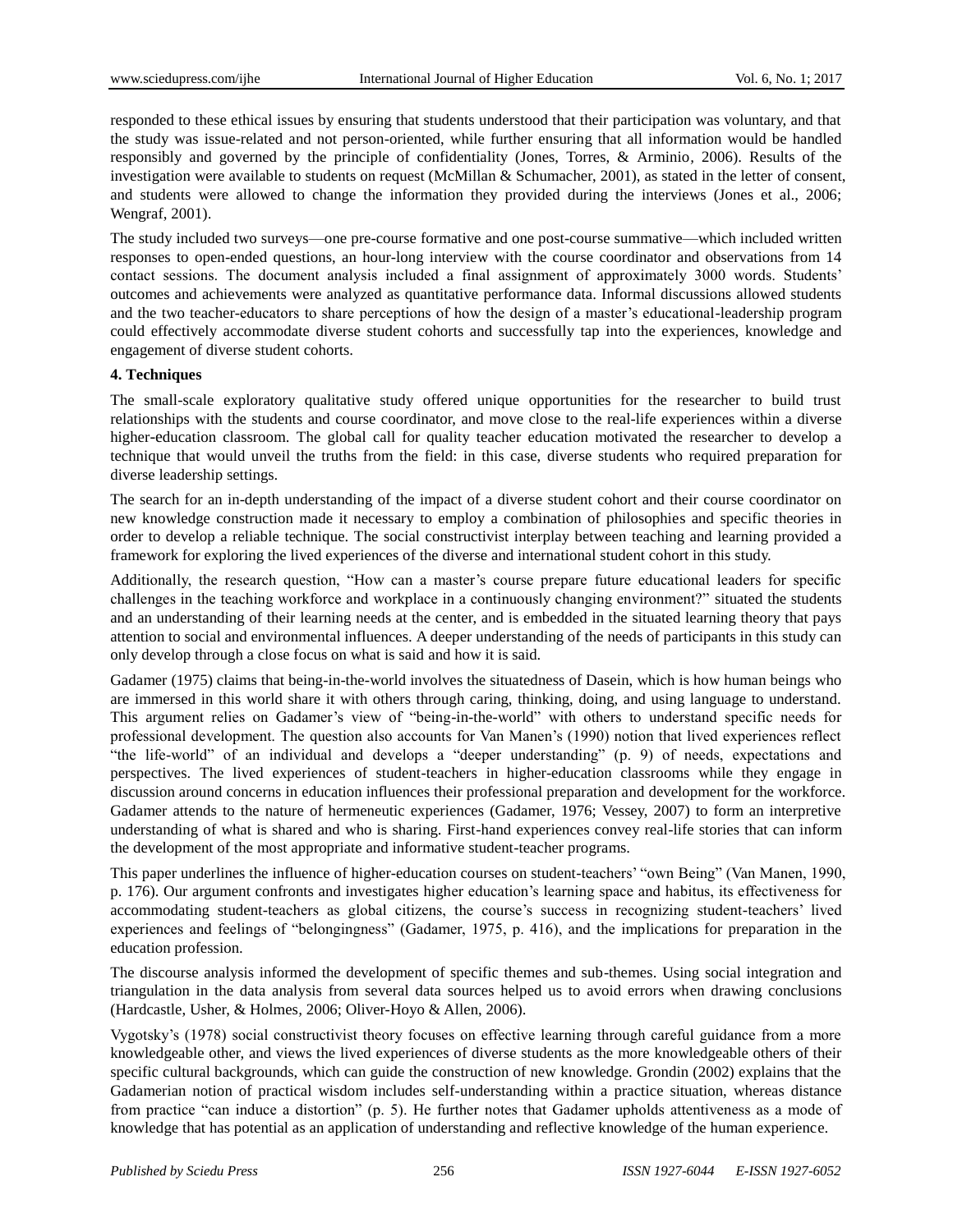responded to these ethical issues by ensuring that students understood that their participation was voluntary, and that the study was issue-related and not person-oriented, while further ensuring that all information would be handled responsibly and governed by the principle of confidentiality (Jones, Torres, & Arminio, 2006). Results of the investigation were available to students on request (McMillan & Schumacher, 2001), as stated in the letter of consent, and students were allowed to change the information they provided during the interviews (Jones et al., 2006; Wengraf, 2001).

The study included two surveys—one pre-course formative and one post-course summative—which included written responses to open-ended questions, an hour-long interview with the course coordinator and observations from 14 contact sessions. The document analysis included a final assignment of approximately 3000 words. Students' outcomes and achievements were analyzed as quantitative performance data. Informal discussions allowed students and the two teacher-educators to share perceptions of how the design of a master's educational-leadership program could effectively accommodate diverse student cohorts and successfully tap into the experiences, knowledge and engagement of diverse student cohorts.

## 4. Techniques

The small-scale exploratory qualitative study offered unique opportunities for the researcher to build trust relationships with the students and course coordinator, and move close to the real-life experiences within a diverse higher-education classroom. The global call for quality teacher education motivated the researcher to develop a technique that would unveil the truths from the field: in this case, diverse students who required preparation for diverse leadership settings.

The search for an in-depth understanding of the impact of a diverse student cohort and their course coordinator on new knowledge construction made it necessary to employ a combination of philosophies and specific theories in order to develop a reliable technique. The social constructivist interplay between teaching and learning provided a framework for exploring the lived experiences of the diverse and international student cohort in this study.

Additionally, the research question, "How can a master's course prepare future educational leaders for specific challenges in the teaching workforce and workplace in a continuously changing environment?" situated the students and an understanding of their learning needs at the center, and is embedded in the situated learning theory that pays attention to social and environmental influences. A deeper understanding of the needs of participants in this study can only develop through a close focus on what is said and how it is said.

Gadamer (1975) claims that being-in-the-world involves the situatedness of Dasein, which is how human beings who are immersed in this world share it with others through caring, thinking, doing, and using language to understand. This argument relies on Gadamer's view of "being-in-the-world" with others to understand specific needs for professional development. The question also accounts for Van Manen's (1990) notion that lived experiences reflect "the life-world" of an individual and develops a "deeper understanding" (p. 9) of needs, expectations and perspectives. The lived experiences of student-teachers in higher-education classrooms while they engage in discussion around concerns in education influences their professional preparation and development for the workforce. Gadamer attends to the nature of hermeneutic experiences (Gadamer, 1976; Vessey, 2007) to form an interpretive understanding of what is shared and who is sharing. First-hand experiences convey real-life stories that can inform the development of the most appropriate and informative student-teacher programs.

This paper underlines the influence of higher-education courses on student-teachers' "own Being" (Van Manen, 1990, p. 176). Our argument confronts and investigates higher education's learning space and habitus, its effectiveness for accommodating student-teachers as global citizens, the course's success in recognizing student-teachers' lived experiences and feelings of "belongingness" (Gadamer, 1975, p. 416), and the implications for preparation in the education profession.

The discourse analysis informed the development of specific themes and sub-themes. Using social integration and triangulation in the data analysis from several data sources helped us to avoid errors when drawing conclusions (Hardcastle, Usher, & Holmes, 2006; Oliver-Hoyo & Allen, 2006).

Vygotsky's (1978) social constructivist theory focuses on effective learning through careful guidance from a more knowledgeable other, and views the lived experiences of diverse students as the more knowledgeable others of their specific cultural backgrounds, which can guide the construction of new knowledge. Grondin (2002) explains that the Gadamerian notion of practical wisdom includes self-understanding within a practice situation, whereas distance from practice "can induce a distortion" (p. 5). He further notes that Gadamer upholds attentiveness as a mode of knowledge that has potential as an application of understanding and reflective knowledge of the human experience.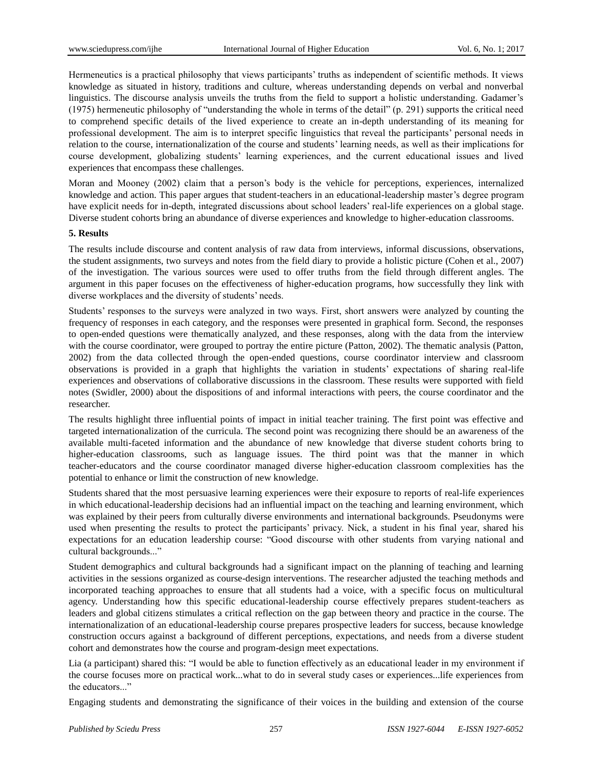Hermeneutics is a practical philosophy that views participants' truths as independent of scientific methods. It views knowledge as situated in history, traditions and culture, whereas understanding depends on verbal and nonverbal linguistics. The discourse analysis unveils the truths from the field to support a holistic understanding. Gadamer's (1975) hermeneutic philosophy of "understanding the whole in terms of the detail" (p. 291) supports the critical need to comprehend specific details of the lived experience to create an in-depth understanding of its meaning for professional development. The aim is to interpret specific linguistics that reveal the participants' personal needs in relation to the course, internationalization of the course and students' learning needs, as well as their implications for course development, globalizing students' learning experiences, and the current educational issues and lived experiences that encompass these challenges.

Moran and Mooney (2002) claim that a person's body is the vehicle for perceptions, experiences, internalized knowledge and action. This paper argues that student-teachers in an educational-leadership master's degree program have explicit needs for in-depth, integrated discussions about school leaders' real-life experiences on a global stage. Diverse student cohorts bring an abundance of diverse experiences and knowledge to higher-education classrooms.

## 5. Results

The results include discourse and content analysis of raw data from interviews, informal discussions, observations, the student assignments, two surveys and notes from the field diary to provide a holistic picture (Cohen et al., 2007) of the investigation. The various sources were used to offer truths from the field through different angles. The argument in this paper focuses on the effectiveness of higher-education programs, how successfully they link with diverse workplaces and the diversity of students' needs.

Students' responses to the surveys were analyzed in two ways. First, short answers were analyzed by counting the frequency of responses in each category, and the responses were presented in graphical form. Second, the responses to open-ended questions were thematically analyzed, and these responses, along with the data from the interview with the course coordinator, were grouped to portray the entire picture (Patton, 2002). The thematic analysis (Patton, 2002) from the data collected through the open-ended questions, course coordinator interview and classroom observations is provided in a graph that highlights the variation in students' expectations of sharing real-life experiences and observations of collaborative discussions in the classroom. These results were supported with field notes (Swidler, 2000) about the dispositions of and informal interactions with peers, the course coordinator and the researcher.

The results highlight three influential points of impact in initial teacher training. The first point was effective and targeted internationalization of the curricula. The second point was recognizing there should be an awareness of the available multi-faceted information and the abundance of new knowledge that diverse student cohorts bring to higher-education classrooms, such as language issues. The third point was that the manner in which teacher-educators and the course coordinator managed diverse higher-education classroom complexities has the potential to enhance or limit the construction of new knowledge.

Students shared that the most persuasive learning experiences were their exposure to reports of real-life experiences in which educational-leadership decisions had an influential impact on the teaching and learning environment, which was explained by their peers from culturally diverse environments and international backgrounds. Pseudonyms were used when presenting the results to protect the participants' privacy. Nick, a student in his final year, shared his expectations for an education leadership course: "Good discourse with other students from varying national and cultural backgrounds..."

Student demographics and cultural backgrounds had a significant impact on the planning of teaching and learning activities in the sessions organized as course-design interventions. The researcher adjusted the teaching methods and incorporated teaching approaches to ensure that all students had a voice, with a specific focus on multicultural agency. Understanding how this specific educational-leadership course effectively prepares student-teachers as leaders and global citizens stimulates a critical reflection on the gap between theory and practice in the course. The internationalization of an educational-leadership course prepares prospective leaders for success, because knowledge construction occurs against a background of different perceptions, expectations, and needs from a diverse student cohort and demonstrates how the course and program-design meet expectations.

Lia (a participant) shared this: "I would be able to function effectively as an educational leader in my environment if the course focuses more on practical work...what to do in several study cases or experiences...life experiences from the educators..."

Engaging students and demonstrating the significance of their voices in the building and extension of the course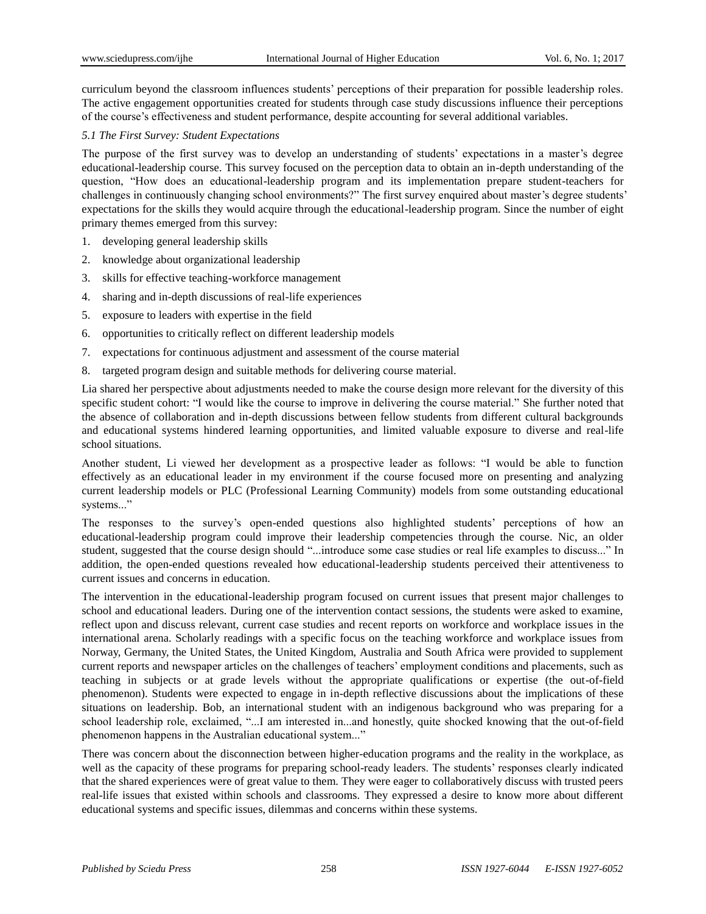curriculum beyond the classroom influences students' perceptions of their preparation for possible leadership roles. The active engagement opportunities created for students through case study discussions influence their perceptions of the course's effectiveness and student performance, despite accounting for several additional variables.

### *5.1 The First Survey: Student Expectations*

The purpose of the first survey was to develop an understanding of students' expectations in a master's degree educational-leadership course. This survey focused on the perception data to obtain an in-depth understanding of the question, "How does an educational-leadership program and its implementation prepare student-teachers for challenges in continuously changing school environments?" The first survey enquired about master's degree students' expectations for the skills they would acquire through the educational-leadership program. Since the number of eight primary themes emerged from this survey:

1. developing general leadership skills
2. knowledge about organizational leadership
3. skills for effective teaching-workforce management
4. sharing and in-depth discussions of real-life experiences
5. exposure to leaders with expertise in the field
6. opportunities to critically reflect on different leadership models
7. expectations for continuous adjustment and assessment of the course material
8. targeted program design and suitable methods for delivering course material.

Lia shared her perspective about adjustments needed to make the course design more relevant for the diversity of this specific student cohort: "I would like the course to improve in delivering the course material." She further noted that the absence of collaboration and in-depth discussions between fellow students from different cultural backgrounds and educational systems hindered learning opportunities, and limited valuable exposure to diverse and real-life school situations.

Another student, Li viewed her development as a prospective leader as follows: "I would be able to function effectively as an educational leader in my environment if the course focused more on presenting and analyzing current leadership models or PLC (Professional Learning Community) models from some outstanding educational systems..."

The responses to the survey's open-ended questions also highlighted students' perceptions of how an educational-leadership program could improve their leadership competencies through the course. Nic, an older student, suggested that the course design should "...introduce some case studies or real life examples to discuss..." In addition, the open-ended questions revealed how educational-leadership students perceived their attentiveness to current issues and concerns in education.

The intervention in the educational-leadership program focused on current issues that present major challenges to school and educational leaders. During one of the intervention contact sessions, the students were asked to examine, reflect upon and discuss relevant, current case studies and recent reports on workforce and workplace issues in the international arena. Scholarly readings with a specific focus on the teaching workforce and workplace issues from Norway, Germany, the United States, the United Kingdom, Australia and South Africa were provided to supplement current reports and newspaper articles on the challenges of teachers' employment conditions and placements, such as teaching in subjects or at grade levels without the appropriate qualifications or expertise (the out-of-field phenomenon). Students were expected to engage in in-depth reflective discussions about the implications of these situations on leadership. Bob, an international student with an indigenous background who was preparing for a school leadership role, exclaimed, "...I am interested in...and honestly, quite shocked knowing that the out-of-field phenomenon happens in the Australian educational system..."

There was concern about the disconnection between higher-education programs and the reality in the workplace, as well as the capacity of these programs for preparing school-ready leaders. The students' responses clearly indicated that the shared experiences were of great value to them. They were eager to collaboratively discuss with trusted peers real-life issues that existed within schools and classrooms. They expressed a desire to know more about different educational systems and specific issues, dilemmas and concerns within these systems.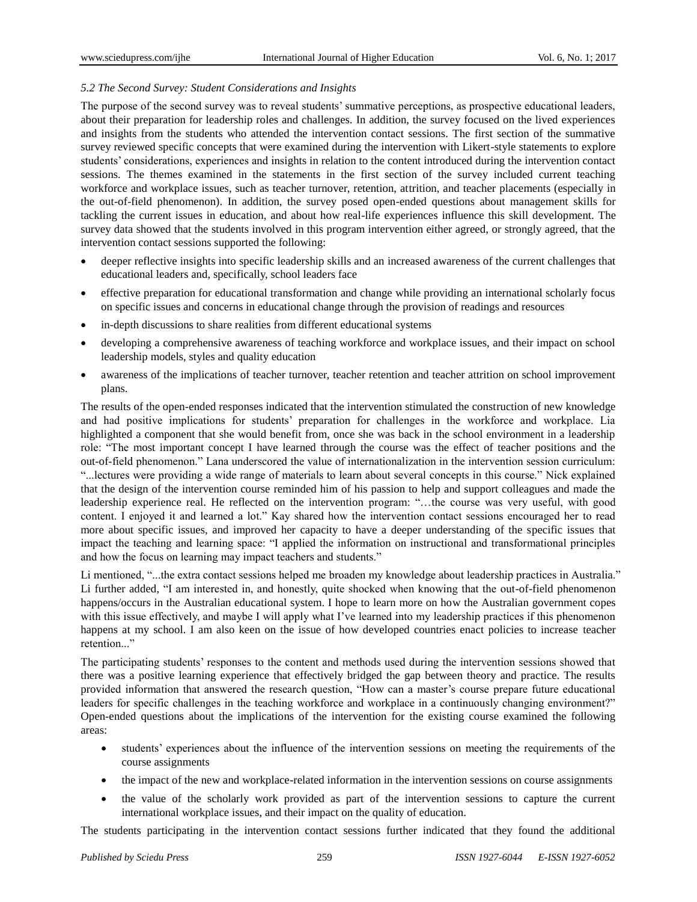### *5.2 The Second Survey: Student Considerations and Insights*

The purpose of the second survey was to reveal students' summative perceptions, as prospective educational leaders, about their preparation for leadership roles and challenges. In addition, the survey focused on the lived experiences and insights from the students who attended the intervention contact sessions. The first section of the summative survey reviewed specific concepts that were examined during the intervention with Likert-style statements to explore students' considerations, experiences and insights in relation to the content introduced during the intervention contact sessions. The themes examined in the statements in the first section of the survey included current teaching workforce and workplace issues, such as teacher turnover, retention, attrition, and teacher placements (especially in the out-of-field phenomenon). In addition, the survey posed open-ended questions about management skills for tackling the current issues in education, and about how real-life experiences influence this skill development. The survey data showed that the students involved in this program intervention either agreed, or strongly agreed, that the intervention contact sessions supported the following:

- deeper reflective insights into specific leadership skills and an increased awareness of the current challenges that educational leaders and, specifically, school leaders face
- effective preparation for educational transformation and change while providing an international scholarly focus on specific issues and concerns in educational change through the provision of readings and resources
- in-depth discussions to share realities from different educational systems
- developing a comprehensive awareness of teaching workforce and workplace issues, and their impact on school leadership models, styles and quality education
- awareness of the implications of teacher turnover, teacher retention and teacher attrition on school improvement plans.

The results of the open-ended responses indicated that the intervention stimulated the construction of new knowledge and had positive implications for students' preparation for challenges in the workforce and workplace. Lia highlighted a component that she would benefit from, once she was back in the school environment in a leadership role: "The most important concept I have learned through the course was the effect of teacher positions and the out-of-field phenomenon." Lana underscored the value of internationalization in the intervention session curriculum: "...lectures were providing a wide range of materials to learn about several concepts in this course." Nick explained that the design of the intervention course reminded him of his passion to help and support colleagues and made the leadership experience real. He reflected on the intervention program: "…the course was very useful, with good content. I enjoyed it and learned a lot." Kay shared how the intervention contact sessions encouraged her to read more about specific issues, and improved her capacity to have a deeper understanding of the specific issues that impact the teaching and learning space: "I applied the information on instructional and transformational principles and how the focus on learning may impact teachers and students."

Li mentioned, "...the extra contact sessions helped me broaden my knowledge about leadership practices in Australia." Li further added, "I am interested in, and honestly, quite shocked when knowing that the out-of-field phenomenon happens/occurs in the Australian educational system. I hope to learn more on how the Australian government copes with this issue effectively, and maybe I will apply what I've learned into my leadership practices if this phenomenon happens at my school. I am also keen on the issue of how developed countries enact policies to increase teacher retention..."

The participating students' responses to the content and methods used during the intervention sessions showed that there was a positive learning experience that effectively bridged the gap between theory and practice. The results provided information that answered the research question, "How can a master's course prepare future educational leaders for specific challenges in the teaching workforce and workplace in a continuously changing environment?" Open-ended questions about the implications of the intervention for the existing course examined the following areas:

- students' experiences about the influence of the intervention sessions on meeting the requirements of the course assignments
- the impact of the new and workplace-related information in the intervention sessions on course assignments
- the value of the scholarly work provided as part of the intervention sessions to capture the current international workplace issues, and their impact on the quality of education.

The students participating in the intervention contact sessions further indicated that they found the additional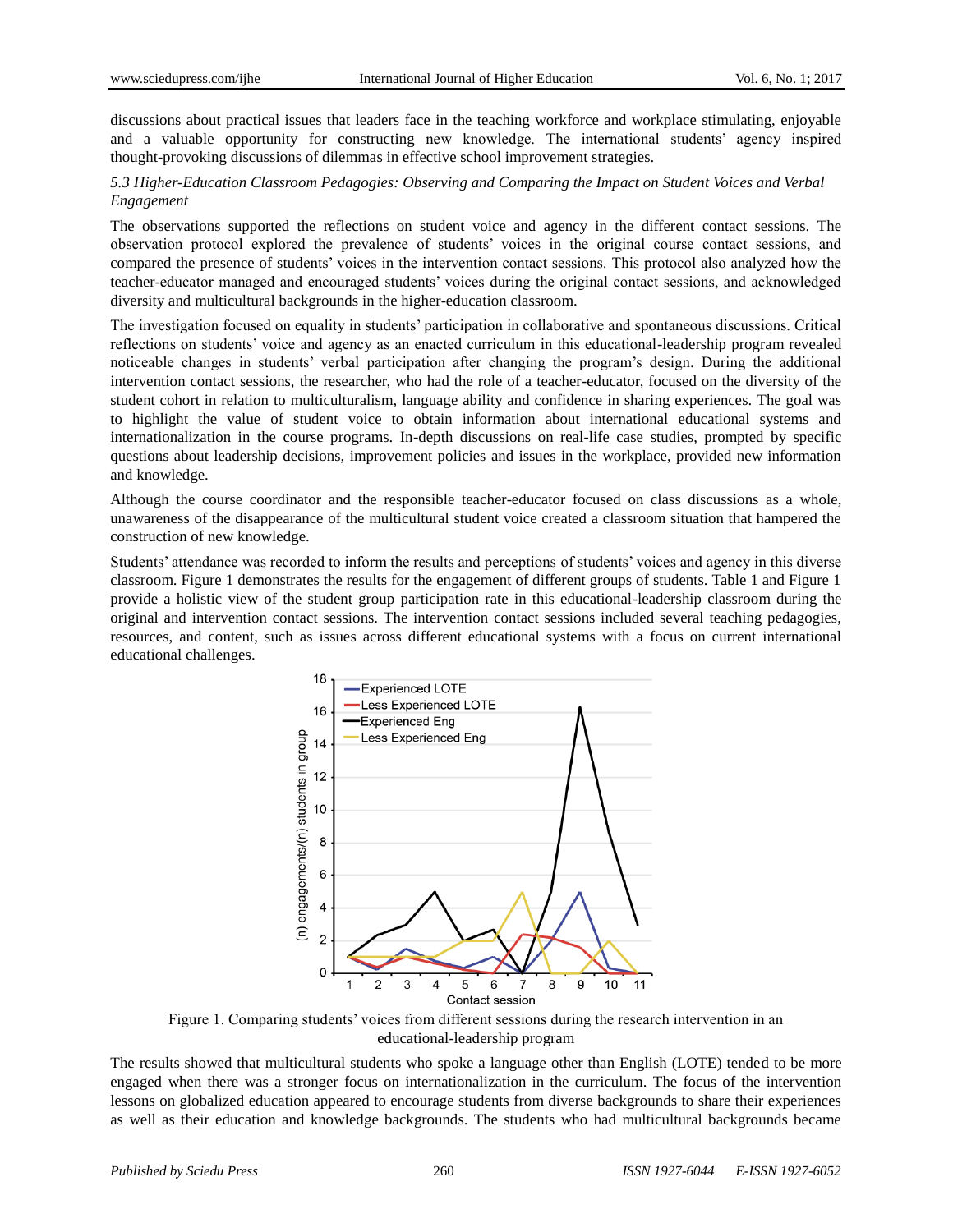discussions about practical issues that leaders face in the teaching workforce and workplace stimulating, enjoyable and a valuable opportunity for constructing new knowledge. The international students' agency inspired thought-provoking discussions of dilemmas in effective school improvement strategies.

*5.3 Higher-Education Classroom Pedagogies: Observing and Comparing the Impact on Student Voices and Verbal Engagement*

The observations supported the reflections on student voice and agency in the different contact sessions. The observation protocol explored the prevalence of students' voices in the original course contact sessions, and compared the presence of students' voices in the intervention contact sessions. This protocol also analyzed how the teacher-educator managed and encouraged students' voices during the original contact sessions, and acknowledged diversity and multicultural backgrounds in the higher-education classroom.

The investigation focused on equality in students' participation in collaborative and spontaneous discussions. Critical reflections on students' voice and agency as an enacted curriculum in this educational-leadership program revealed noticeable changes in students' verbal participation after changing the program's design. During the additional intervention contact sessions, the researcher, who had the role of a teacher-educator, focused on the diversity of the student cohort in relation to multiculturalism, language ability and confidence in sharing experiences. The goal was to highlight the value of student voice to obtain information about international educational systems and internationalization in the course programs. In-depth discussions on real-life case studies, prompted by specific questions about leadership decisions, improvement policies and issues in the workplace, provided new information and knowledge.

Although the course coordinator and the responsible teacher-educator focused on class discussions as a whole, unawareness of the disappearance of the multicultural student voice created a classroom situation that hampered the construction of new knowledge.

Students' attendance was recorded to inform the results and perceptions of students' voices and agency in this diverse classroom. Figure 1 demonstrates the results for the engagement of different groups of students. Table 1 and Figure 1 provide a holistic view of the student group participation rate in this educational-leadership classroom during the original and intervention contact sessions. The intervention contact sessions included several teaching pedagogies, resources, and content, such as issues across different educational systems with a focus on current international educational challenges.

Figure 1. Comparing students' voices from different sessions during the research intervention in an educational-leadership program

The results showed that multicultural students who spoke a language other than English (LOTE) tended to be more engaged when there was a stronger focus on internationalization in the curriculum. The focus of the intervention lessons on globalized education appeared to encourage students from diverse backgrounds to share their experiences as well as their education and knowledge backgrounds. The students who had multicultural backgrounds became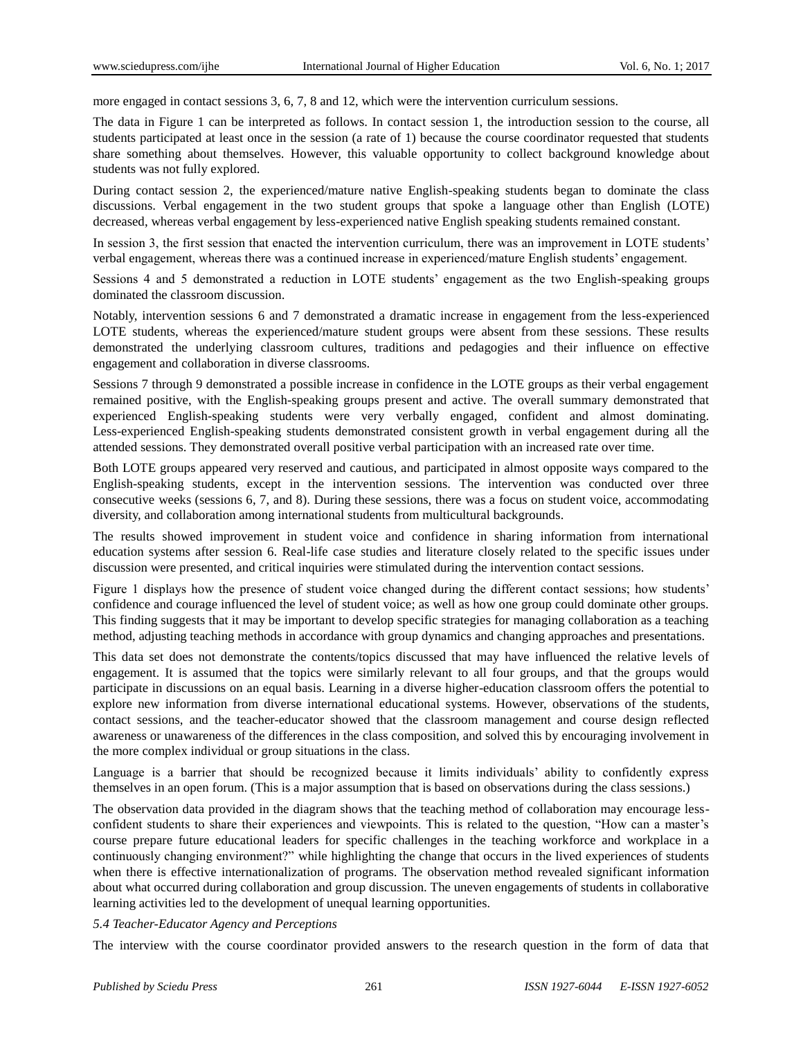more engaged in contact sessions 3, 6, 7, 8 and 12, which were the intervention curriculum sessions.

The data in Figure 1 can be interpreted as follows. In contact session 1, the introduction session to the course, all students participated at least once in the session (a rate of 1) because the course coordinator requested that students share something about themselves. However, this valuable opportunity to collect background knowledge about students was not fully explored.

During contact session 2, the experienced/mature native English-speaking students began to dominate the class discussions. Verbal engagement in the two student groups that spoke a language other than English (LOTE) decreased, whereas verbal engagement by less-experienced native English speaking students remained constant.

In session 3, the first session that enacted the intervention curriculum, there was an improvement in LOTE students' verbal engagement, whereas there was a continued increase in experienced/mature English students' engagement.

Sessions 4 and 5 demonstrated a reduction in LOTE students' engagement as the two English-speaking groups dominated the classroom discussion.

Notably, intervention sessions 6 and 7 demonstrated a dramatic increase in engagement from the less-experienced LOTE students, whereas the experienced/mature student groups were absent from these sessions. These results demonstrated the underlying classroom cultures, traditions and pedagogies and their influence on effective engagement and collaboration in diverse classrooms.

Sessions 7 through 9 demonstrated a possible increase in confidence in the LOTE groups as their verbal engagement remained positive, with the English-speaking groups present and active. The overall summary demonstrated that experienced English-speaking students were very verbally engaged, confident and almost dominating. Less-experienced English-speaking students demonstrated consistent growth in verbal engagement during all the attended sessions. They demonstrated overall positive verbal participation with an increased rate over time.

Both LOTE groups appeared very reserved and cautious, and participated in almost opposite ways compared to the English-speaking students, except in the intervention sessions. The intervention was conducted over three consecutive weeks (sessions 6, 7, and 8). During these sessions, there was a focus on student voice, accommodating diversity, and collaboration among international students from multicultural backgrounds.

The results showed improvement in student voice and confidence in sharing information from international education systems after session 6. Real-life case studies and literature closely related to the specific issues under discussion were presented, and critical inquiries were stimulated during the intervention contact sessions.

Figure 1 displays how the presence of student voice changed during the different contact sessions; how students' confidence and courage influenced the level of student voice; as well as how one group could dominate other groups. This finding suggests that it may be important to develop specific strategies for managing collaboration as a teaching method, adjusting teaching methods in accordance with group dynamics and changing approaches and presentations.

This data set does not demonstrate the contents/topics discussed that may have influenced the relative levels of engagement. It is assumed that the topics were similarly relevant to all four groups, and that the groups would participate in discussions on an equal basis. Learning in a diverse higher-education classroom offers the potential to explore new information from diverse international educational systems. However, observations of the students, contact sessions, and the teacher-educator showed that the classroom management and course design reflected awareness or unawareness of the differences in the class composition, and solved this by encouraging involvement in the more complex individual or group situations in the class.

Language is a barrier that should be recognized because it limits individuals' ability to confidently express themselves in an open forum. (This is a major assumption that is based on observations during the class sessions.)

The observation data provided in the diagram shows that the teaching method of collaboration may encourage less-confident students to share their experiences and viewpoints. This is related to the question, "How can a master's course prepare future educational leaders for specific challenges in the teaching workforce and workplace in a continuously changing environment?" while highlighting the change that occurs in the lived experiences of students when there is effective internationalization of programs. The observation method revealed significant information about what occurred during collaboration and group discussion. The uneven engagements of students in collaborative learning activities led to the development of unequal learning opportunities.

### *5.4 Teacher-Educator Agency and Perceptions*

The interview with the course coordinator provided answers to the research question in the form of data that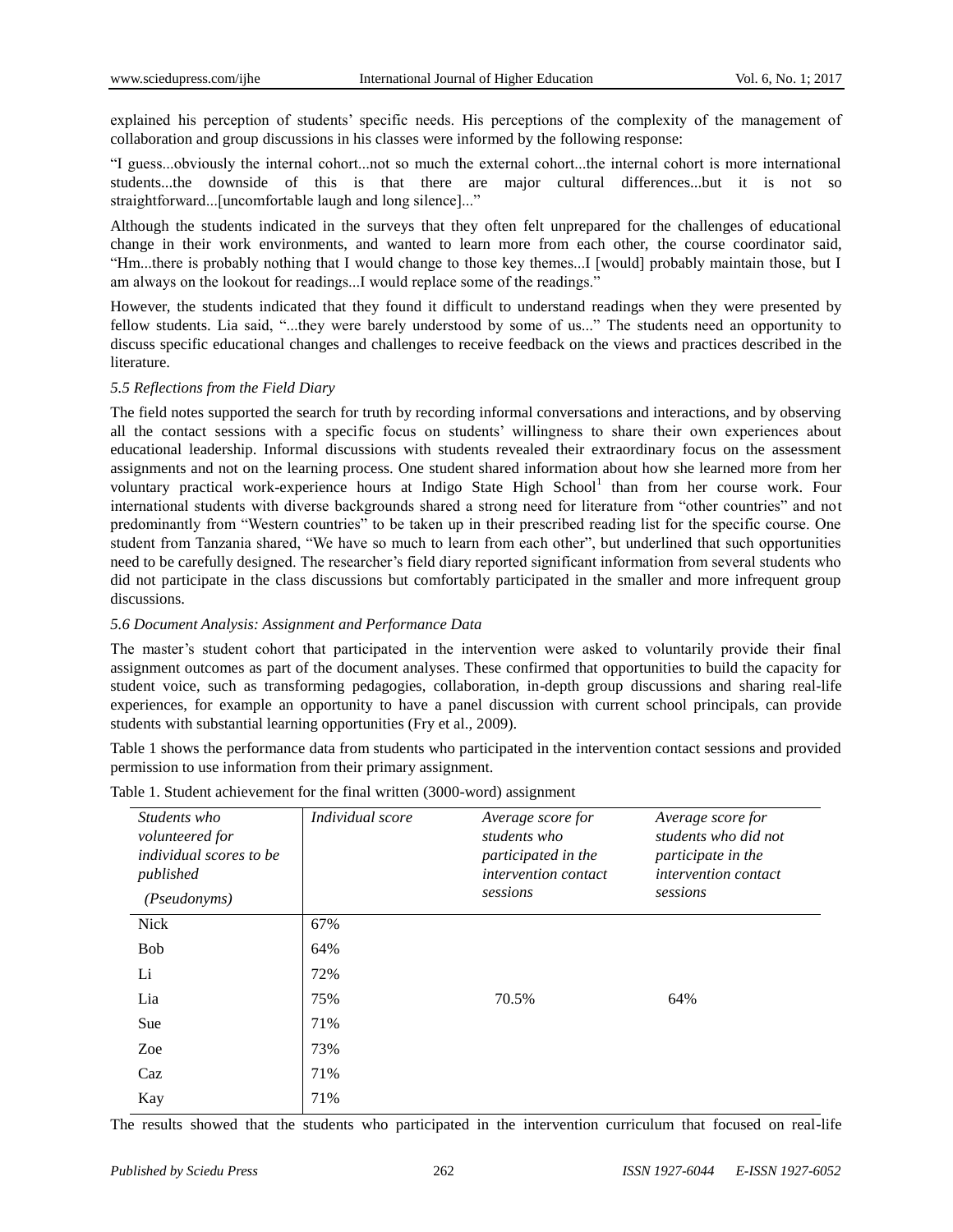explained his perception of students' specific needs. His perceptions of the complexity of the management of collaboration and group discussions in his classes were informed by the following response:

"I guess...obviously the internal cohort...not so much the external cohort...the internal cohort is more international students...the downside of this is that there are major cultural differences...but it is not so straightforward...[uncomfortable laugh and long silence]..."

Although the students indicated in the surveys that they often felt unprepared for the challenges of educational change in their work environments, and wanted to learn more from each other, the course coordinator said, "Hm...there is probably nothing that I would change to those key themes...I [would] probably maintain those, but I am always on the lookout for readings...I would replace some of the readings."

However, the students indicated that they found it difficult to understand readings when they were presented by fellow students. Lia said, "...they were barely understood by some of us..." The students need an opportunity to discuss specific educational changes and challenges to receive feedback on the views and practices described in the literature.

### *5.5 Reflections from the Field Diary*

The field notes supported the search for truth by recording informal conversations and interactions, and by observing all the contact sessions with a specific focus on students' willingness to share their own experiences about educational leadership. Informal discussions with students revealed their extraordinary focus on the assessment assignments and not on the learning process. One student shared information about how she learned more from her voluntary practical work-experience hours at Indigo State High School[1] than from her course work. Four international students with diverse backgrounds shared a strong need for literature from "other countries" and not predominantly from "Western countries" to be taken up in their prescribed reading list for the specific course. One student from Tanzania shared, "We have so much to learn from each other", but underlined that such opportunities need to be carefully designed. The researcher's field diary reported significant information from several students who did not participate in the class discussions but comfortably participated in the smaller and more infrequent group discussions.

### *5.6 Document Analysis: Assignment and Performance Data*

The master's student cohort that participated in the intervention were asked to voluntarily provide their final assignment outcomes as part of the document analyses. These confirmed that opportunities to build the capacity for student voice, such as transforming pedagogies, collaboration, in-depth group discussions and sharing real-life experiences, for example an opportunity to have a panel discussion with current school principals, can provide students with substantial learning opportunities (Fry et al., 2009).

Table 1 shows the performance data from students who participated in the intervention contact sessions and provided permission to use information from their primary assignment.

Table 1. Student achievement for the final written (3000-word) assignment

| *Students who volunteered for individual scores to be published (Pseudonyms)* | *Individual score* | *Average score for students who participated in the intervention contact sessions* | *Average score for students who did not participate in the intervention contact sessions* |
|---|---|---|---|
| Nick | 67% | | |
| Bob | 64% | | |
| Li | 72% | | |
| Lia | 75% | 70.5% | 64% |
| Sue | 71% | | |
| Zoe | 73% | | |
| Caz | 71% | | |
| Kay | 71% | | |

The results showed that the students who participated in the intervention curriculum that focused on real-life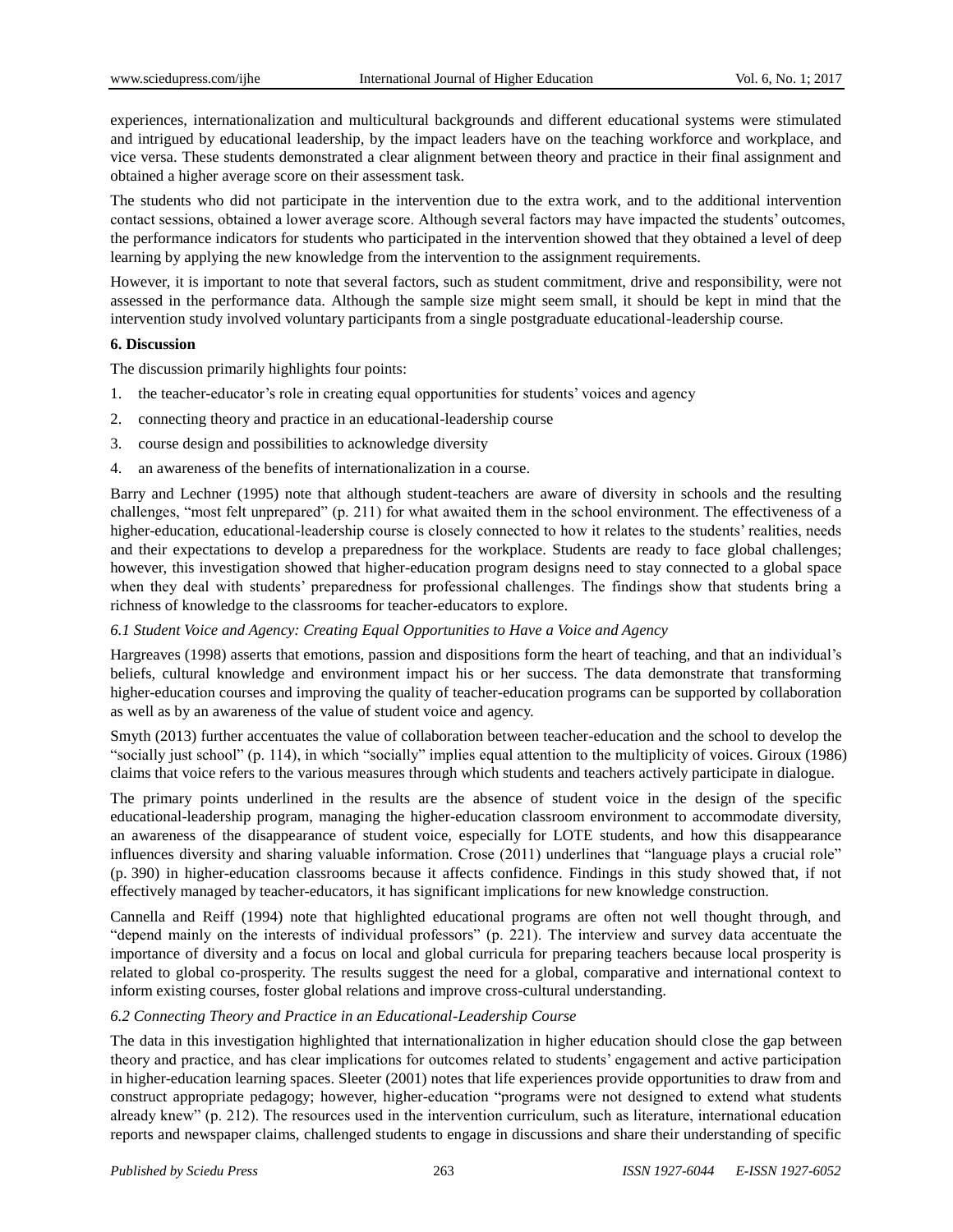experiences, internationalization and multicultural backgrounds and different educational systems were stimulated and intrigued by educational leadership, by the impact leaders have on the teaching workforce and workplace, and vice versa. These students demonstrated a clear alignment between theory and practice in their final assignment and obtained a higher average score on their assessment task.

The students who did not participate in the intervention due to the extra work, and to the additional intervention contact sessions, obtained a lower average score. Although several factors may have impacted the students' outcomes, the performance indicators for students who participated in the intervention showed that they obtained a level of deep learning by applying the new knowledge from the intervention to the assignment requirements.

However, it is important to note that several factors, such as student commitment, drive and responsibility, were not assessed in the performance data. Although the sample size might seem small, it should be kept in mind that the intervention study involved voluntary participants from a single postgraduate educational-leadership course.

## 6. Discussion

The discussion primarily highlights four points:

1. the teacher-educator's role in creating equal opportunities for students' voices and agency
2. connecting theory and practice in an educational-leadership course
3. course design and possibilities to acknowledge diversity
4. an awareness of the benefits of internationalization in a course.

Barry and Lechner (1995) note that although student-teachers are aware of diversity in schools and the resulting challenges, "most felt unprepared" (p. 211) for what awaited them in the school environment. The effectiveness of a higher-education, educational-leadership course is closely connected to how it relates to the students' realities, needs and their expectations to develop a preparedness for the workplace. Students are ready to face global challenges; however, this investigation showed that higher-education program designs need to stay connected to a global space when they deal with students' preparedness for professional challenges. The findings show that students bring a richness of knowledge to the classrooms for teacher-educators to explore.

### *6.1 Student Voice and Agency: Creating Equal Opportunities to Have a Voice and Agency*

Hargreaves (1998) asserts that emotions, passion and dispositions form the heart of teaching, and that an individual's beliefs, cultural knowledge and environment impact his or her success. The data demonstrate that transforming higher-education courses and improving the quality of teacher-education programs can be supported by collaboration as well as by an awareness of the value of student voice and agency.

Smyth (2013) further accentuates the value of collaboration between teacher-education and the school to develop the "socially just school" (p. 114), in which "socially" implies equal attention to the multiplicity of voices. Giroux (1986) claims that voice refers to the various measures through which students and teachers actively participate in dialogue.

The primary points underlined in the results are the absence of student voice in the design of the specific educational-leadership program, managing the higher-education classroom environment to accommodate diversity, an awareness of the disappearance of student voice, especially for LOTE students, and how this disappearance influences diversity and sharing valuable information. Crose (2011) underlines that "language plays a crucial role" (p. 390) in higher-education classrooms because it affects confidence. Findings in this study showed that, if not effectively managed by teacher-educators, it has significant implications for new knowledge construction.

Cannella and Reiff (1994) note that highlighted educational programs are often not well thought through, and "depend mainly on the interests of individual professors" (p. 221). The interview and survey data accentuate the importance of diversity and a focus on local and global curricula for preparing teachers because local prosperity is related to global co-prosperity. The results suggest the need for a global, comparative and international context to inform existing courses, foster global relations and improve cross-cultural understanding.

### *6.2 Connecting Theory and Practice in an Educational-Leadership Course*

The data in this investigation highlighted that internationalization in higher education should close the gap between theory and practice, and has clear implications for outcomes related to students' engagement and active participation in higher-education learning spaces. Sleeter (2001) notes that life experiences provide opportunities to draw from and construct appropriate pedagogy; however, higher-education "programs were not designed to extend what students already knew" (p. 212). The resources used in the intervention curriculum, such as literature, international education reports and newspaper claims, challenged students to engage in discussions and share their understanding of specific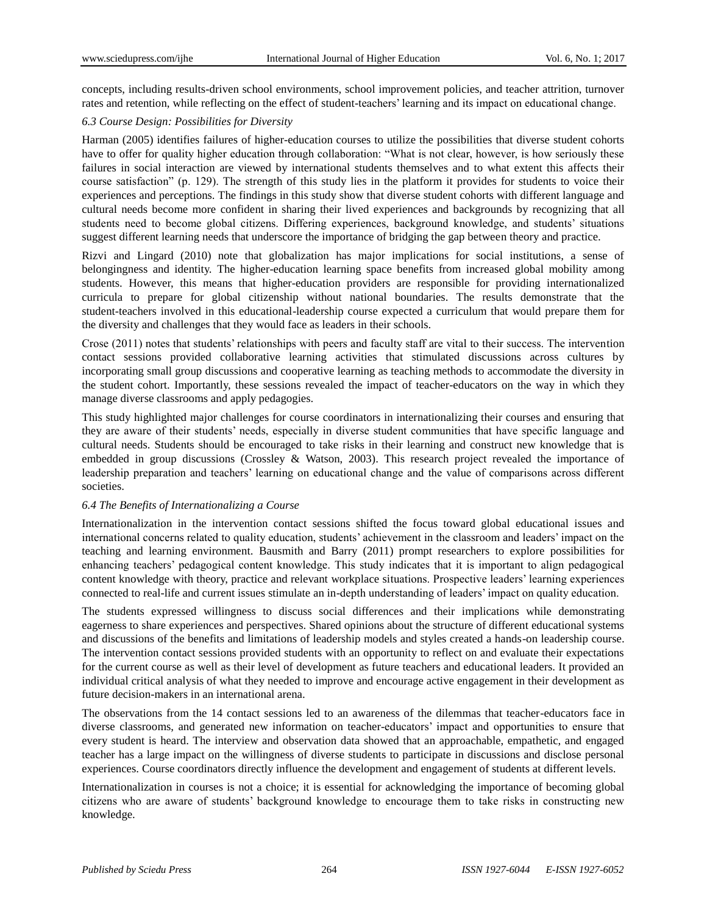concepts, including results-driven school environments, school improvement policies, and teacher attrition, turnover rates and retention, while reflecting on the effect of student-teachers' learning and its impact on educational change.

### *6.3 Course Design: Possibilities for Diversity*

Harman (2005) identifies failures of higher-education courses to utilize the possibilities that diverse student cohorts have to offer for quality higher education through collaboration: "What is not clear, however, is how seriously these failures in social interaction are viewed by international students themselves and to what extent this affects their course satisfaction" (p. 129). The strength of this study lies in the platform it provides for students to voice their experiences and perceptions. The findings in this study show that diverse student cohorts with different language and cultural needs become more confident in sharing their lived experiences and backgrounds by recognizing that all students need to become global citizens. Differing experiences, background knowledge, and students' situations suggest different learning needs that underscore the importance of bridging the gap between theory and practice.

Rizvi and Lingard (2010) note that globalization has major implications for social institutions, a sense of belongingness and identity. The higher-education learning space benefits from increased global mobility among students. However, this means that higher-education providers are responsible for providing internationalized curricula to prepare for global citizenship without national boundaries. The results demonstrate that the student-teachers involved in this educational-leadership course expected a curriculum that would prepare them for the diversity and challenges that they would face as leaders in their schools.

Crose (2011) notes that students' relationships with peers and faculty staff are vital to their success. The intervention contact sessions provided collaborative learning activities that stimulated discussions across cultures by incorporating small group discussions and cooperative learning as teaching methods to accommodate the diversity in the student cohort. Importantly, these sessions revealed the impact of teacher-educators on the way in which they manage diverse classrooms and apply pedagogies.

This study highlighted major challenges for course coordinators in internationalizing their courses and ensuring that they are aware of their students' needs, especially in diverse student communities that have specific language and cultural needs. Students should be encouraged to take risks in their learning and construct new knowledge that is embedded in group discussions (Crossley & Watson, 2003). This research project revealed the importance of leadership preparation and teachers' learning on educational change and the value of comparisons across different societies.

### *6.4 The Benefits of Internationalizing a Course*

Internationalization in the intervention contact sessions shifted the focus toward global educational issues and international concerns related to quality education, students' achievement in the classroom and leaders' impact on the teaching and learning environment. Bausmith and Barry (2011) prompt researchers to explore possibilities for enhancing teachers' pedagogical content knowledge. This study indicates that it is important to align pedagogical content knowledge with theory, practice and relevant workplace situations. Prospective leaders' learning experiences connected to real-life and current issues stimulate an in-depth understanding of leaders' impact on quality education.

The students expressed willingness to discuss social differences and their implications while demonstrating eagerness to share experiences and perspectives. Shared opinions about the structure of different educational systems and discussions of the benefits and limitations of leadership models and styles created a hands-on leadership course. The intervention contact sessions provided students with an opportunity to reflect on and evaluate their expectations for the current course as well as their level of development as future teachers and educational leaders. It provided an individual critical analysis of what they needed to improve and encourage active engagement in their development as future decision-makers in an international arena.

The observations from the 14 contact sessions led to an awareness of the dilemmas that teacher-educators face in diverse classrooms, and generated new information on teacher-educators' impact and opportunities to ensure that every student is heard. The interview and observation data showed that an approachable, empathetic, and engaged teacher has a large impact on the willingness of diverse students to participate in discussions and disclose personal experiences. Course coordinators directly influence the development and engagement of students at different levels.

Internationalization in courses is not a choice; it is essential for acknowledging the importance of becoming global citizens who are aware of students' background knowledge to encourage them to take risks in constructing new knowledge.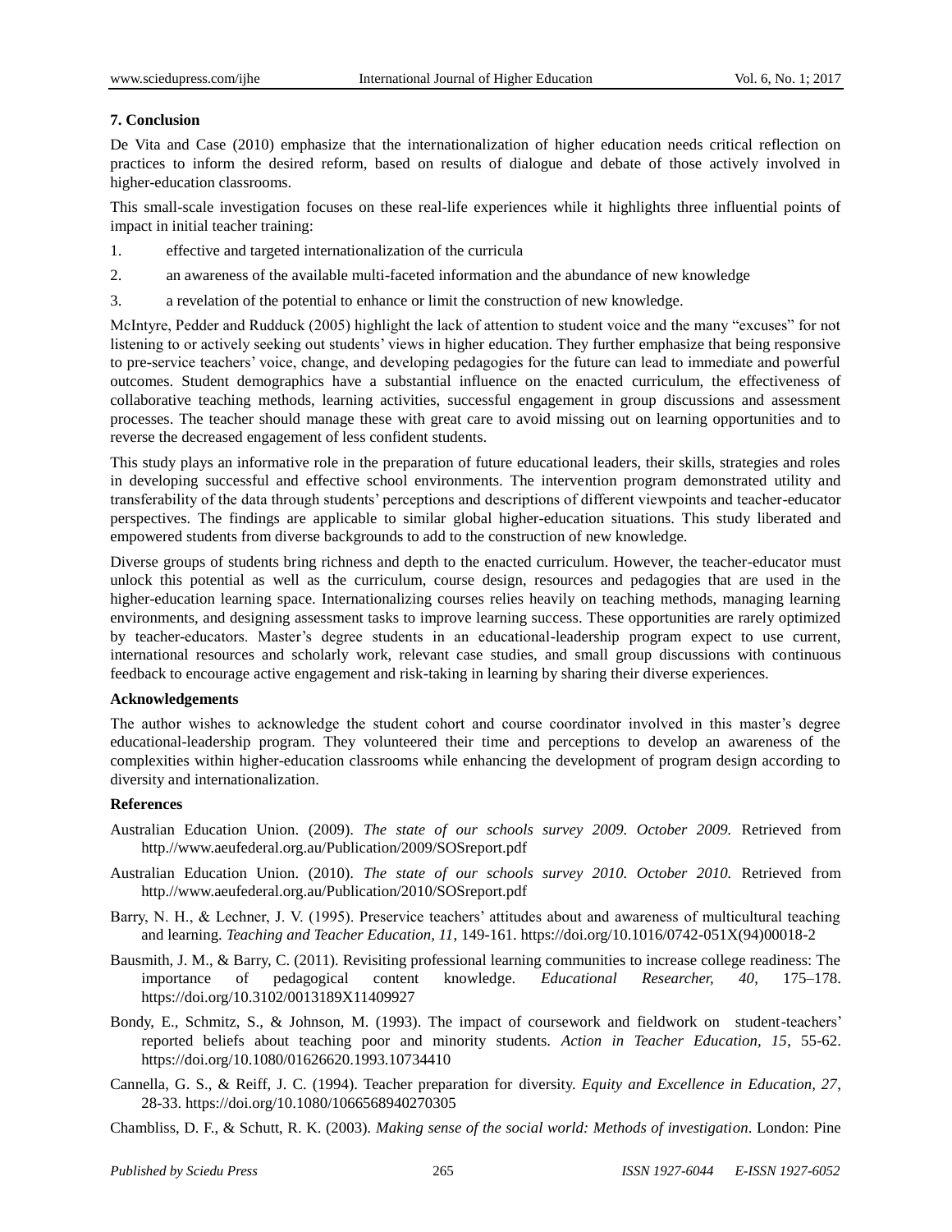## 7. Conclusion

De Vita and Case (2010) emphasize that the internationalization of higher education needs critical reflection on practices to inform the desired reform, based on results of dialogue and debate of those actively involved in higher-education classrooms.

This small-scale investigation focuses on these real-life experiences while it highlights three influential points of impact in initial teacher training:

1. effective and targeted internationalization of the curricula
2. an awareness of the available multi-faceted information and the abundance of new knowledge
3. a revelation of the potential to enhance or limit the construction of new knowledge.

McIntyre, Pedder and Rudduck (2005) highlight the lack of attention to student voice and the many "excuses" for not listening to or actively seeking out students' views in higher education. They further emphasize that being responsive to pre-service teachers' voice, change, and developing pedagogies for the future can lead to immediate and powerful outcomes. Student demographics have a substantial influence on the enacted curriculum, the effectiveness of collaborative teaching methods, learning activities, successful engagement in group discussions and assessment processes. The teacher should manage these with great care to avoid missing out on learning opportunities and to reverse the decreased engagement of less confident students.

This study plays an informative role in the preparation of future educational leaders, their skills, strategies and roles in developing successful and effective school environments. The intervention program demonstrated utility and transferability of the data through students' perceptions and descriptions of different viewpoints and teacher-educator perspectives. The findings are applicable to similar global higher-education situations. This study liberated and empowered students from diverse backgrounds to add to the construction of new knowledge.

Diverse groups of students bring richness and depth to the enacted curriculum. However, the teacher-educator must unlock this potential as well as the curriculum, course design, resources and pedagogies that are used in the higher-education learning space. Internationalizing courses relies heavily on teaching methods, managing learning environments, and designing assessment tasks to improve learning success. These opportunities are rarely optimized by teacher-educators. Master's degree students in an educational-leadership program expect to use current, international resources and scholarly work, relevant case studies, and small group discussions with continuous feedback to encourage active engagement and risk-taking in learning by sharing their diverse experiences.

### Acknowledgements

The author wishes to acknowledge the student cohort and course coordinator involved in this master's degree educational-leadership program. They volunteered their time and perceptions to develop an awareness of the complexities within higher-education classrooms while enhancing the development of program design according to diversity and internationalization.

### References

Australian Education Union. (2009). *The state of our schools survey 2009. October 2009.* Retrieved from http.//www.aeufederal.org.au/Publication/2009/SOSreport.pdf

Australian Education Union. (2010). *The state of our schools survey 2010. October 2010.* Retrieved from http.//www.aeufederal.org.au/Publication/2010/SOSreport.pdf

Barry, N. H., & Lechner, J. V. (1995). Preservice teachers' attitudes about and awareness of multicultural teaching and learning. *Teaching and Teacher Education, 11*, 149-161. https://doi.org/10.1016/0742-051X(94)00018-2

Bausmith, J. M., & Barry, C. (2011). Revisiting professional learning communities to increase college readiness: The importance of pedagogical content knowledge. *Educational Researcher, 40*, 175–178. https://doi.org/10.3102/0013189X11409927

Bondy, E., Schmitz, S., & Johnson, M. (1993). The impact of coursework and fieldwork on student-teachers' reported beliefs about teaching poor and minority students. *Action in Teacher Education, 15*, 55-62. https://doi.org/10.1080/01626620.1993.10734410

Cannella, G. S., & Reiff, J. C. (1994). Teacher preparation for diversity. *Equity and Excellence in Education, 27*, 28-33. https://doi.org/10.1080/1066568940270305

Chambliss, D. F., & Schutt, R. K. (2003). *Making sense of the social world: Methods of investigation*. London: Pine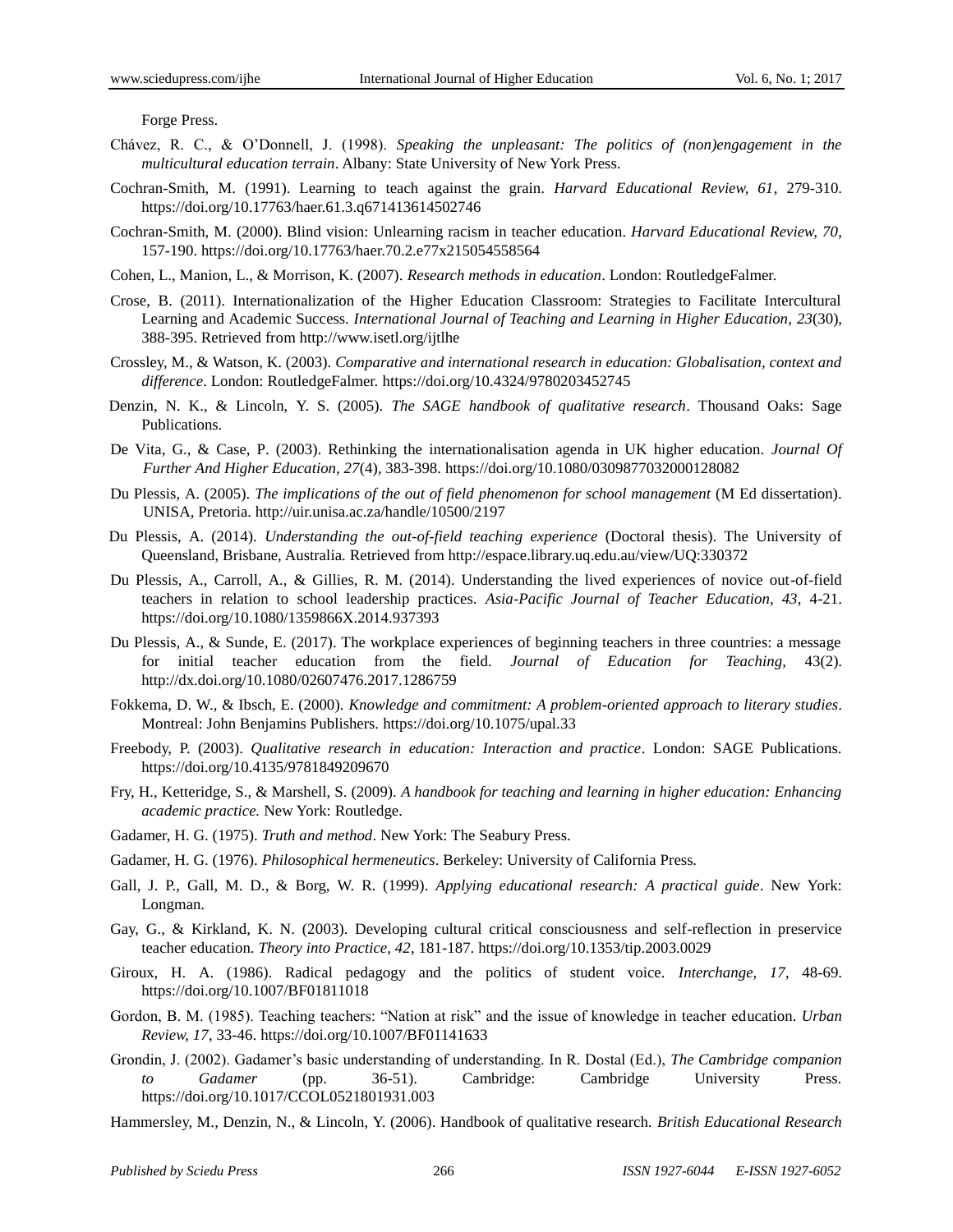Forge Press.

Chávez, R. C., & O'Donnell, J. (1998). *Speaking the unpleasant: The politics of (non)engagement in the multicultural education terrain*. Albany: State University of New York Press.

Cochran-Smith, M. (1991). Learning to teach against the grain. *Harvard Educational Review, 61*, 279-310. https://doi.org/10.17763/haer.61.3.q671413614502746

Cochran-Smith, M. (2000). Blind vision: Unlearning racism in teacher education. *Harvard Educational Review, 70*, 157-190. https://doi.org/10.17763/haer.70.2.e77x215054558564

Cohen, L., Manion, L., & Morrison, K. (2007). *Research methods in education*. London: RoutledgeFalmer.

Crose, B. (2011). Internationalization of the Higher Education Classroom: Strategies to Facilitate Intercultural Learning and Academic Success. *International Journal of Teaching and Learning in Higher Education, 23*(30), 388-395. Retrieved from http://www.isetl.org/ijtlhe

Crossley, M., & Watson, K. (2003). *Comparative and international research in education: Globalisation, context and difference*. London: RoutledgeFalmer. https://doi.org/10.4324/9780203452745

Denzin, N. K., & Lincoln, Y. S. (2005). *The SAGE handbook of qualitative research*. Thousand Oaks: Sage Publications.

De Vita, G., & Case, P. (2003). Rethinking the internationalisation agenda in UK higher education. *Journal Of Further And Higher Education, 27*(4), 383-398. https://doi.org/10.1080/0309877032000128082

Du Plessis, A. (2005). *The implications of the out of field phenomenon for school management* (M Ed dissertation). UNISA, Pretoria. http://uir.unisa.ac.za/handle/10500/2197

Du Plessis, A. (2014). *Understanding the out-of-field teaching experience* (Doctoral thesis). The University of Queensland, Brisbane, Australia. Retrieved from http://espace.library.uq.edu.au/view/UQ:330372

Du Plessis, A., Carroll, A., & Gillies, R. M. (2014). Understanding the lived experiences of novice out-of-field teachers in relation to school leadership practices. *Asia-Pacific Journal of Teacher Education, 43*, 4-21. https://doi.org/10.1080/1359866X.2014.937393

Du Plessis, A., & Sunde, E. (2017). The workplace experiences of beginning teachers in three countries: a message for initial teacher education from the field. *Journal of Education for Teaching,* 43(2). http://dx.doi.org/10.1080/02607476.2017.1286759

Fokkema, D. W., & Ibsch, E. (2000). *Knowledge and commitment: A problem-oriented approach to literary studies*. Montreal: John Benjamins Publishers. https://doi.org/10.1075/upal.33

Freebody, P. (2003). *Qualitative research in education: Interaction and practice*. London: SAGE Publications. https://doi.org/10.4135/9781849209670

Fry, H., Ketteridge, S., & Marshell, S. (2009). *A handbook for teaching and learning in higher education: Enhancing academic practice.* New York: Routledge.

Gadamer, H. G. (1975). *Truth and method*. New York: The Seabury Press.

Gadamer, H. G. (1976). *Philosophical hermeneutics*. Berkeley: University of California Press.

Gall, J. P., Gall, M. D., & Borg, W. R. (1999). *Applying educational research: A practical guide*. New York: Longman.

Gay, G., & Kirkland, K. N. (2003). Developing cultural critical consciousness and self-reflection in preservice teacher education. *Theory into Practice, 42*, 181-187. https://doi.org/10.1353/tip.2003.0029

Giroux, H. A. (1986). Radical pedagogy and the politics of student voice. *Interchange, 17*, 48-69. https://doi.org/10.1007/BF01811018

Gordon, B. M. (1985). Teaching teachers: "Nation at risk" and the issue of knowledge in teacher education. *Urban Review, 17*, 33-46. https://doi.org/10.1007/BF01141633

Grondin, J. (2002). Gadamer's basic understanding of understanding. In R. Dostal (Ed.), *The Cambridge companion to Gadamer* (pp. 36-51). Cambridge: Cambridge University Press. https://doi.org/10.1017/CCOL0521801931.003

Hammersley, M., Denzin, N., & Lincoln, Y. (2006). Handbook of qualitative research. *British Educational Research*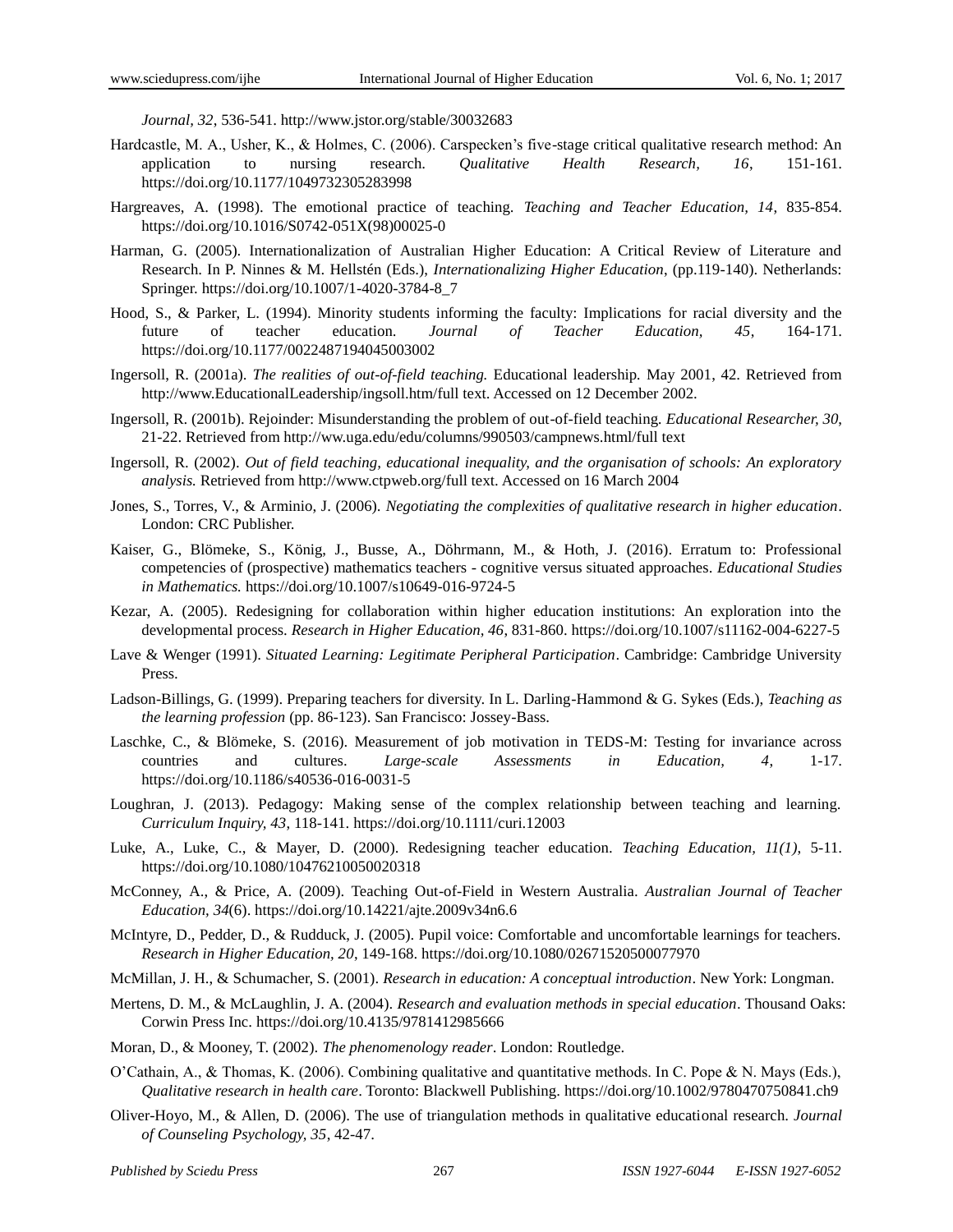*Journal, 32*, 536-541. http://www.jstor.org/stable/30032683

Hardcastle, M. A., Usher, K., & Holmes, C. (2006). Carspecken's five-stage critical qualitative research method: An application to nursing research. *Qualitative Health Research, 16*, 151-161. https://doi.org/10.1177/1049732305283998

Hargreaves, A. (1998). The emotional practice of teaching. *Teaching and Teacher Education, 14*, 835-854. https://doi.org/10.1016/S0742-051X(98)00025-0

Harman, G. (2005). Internationalization of Australian Higher Education: A Critical Review of Literature and Research. In P. Ninnes & M. Hellstén (Eds.), *Internationalizing Higher Education*, (pp.119-140). Netherlands: Springer. https://doi.org/10.1007/1-4020-3784-8_7

Hood, S., & Parker, L. (1994). Minority students informing the faculty: Implications for racial diversity and the future of teacher education. *Journal of Teacher Education, 45*, 164-171. https://doi.org/10.1177/0022487194045003002

Ingersoll, R. (2001a). *The realities of out-of-field teaching.* Educational leadership. May 2001, 42. Retrieved from http://www.EducationalLeadership/ingsoll.htm/full text. Accessed on 12 December 2002.

Ingersoll, R. (2001b). Rejoinder: Misunderstanding the problem of out-of-field teaching. *Educational Researcher, 30*, 21-22. Retrieved from http://ww.uga.edu/edu/columns/990503/campnews.html/full text

Ingersoll, R. (2002). *Out of field teaching, educational inequality, and the organisation of schools: An exploratory analysis.* Retrieved from http://www.ctpweb.org/full text. Accessed on 16 March 2004

Jones, S., Torres, V., & Arminio, J. (2006). *Negotiating the complexities of qualitative research in higher education*. London: CRC Publisher.

Kaiser, G., Blömeke, S., König, J., Busse, A., Döhrmann, M., & Hoth, J. (2016). Erratum to: Professional competencies of (prospective) mathematics teachers - cognitive versus situated approaches. *Educational Studies in Mathematics.* https://doi.org/10.1007/s10649-016-9724-5

Kezar, A. (2005). Redesigning for collaboration within higher education institutions: An exploration into the developmental process. *Research in Higher Education, 46*, 831-860. https://doi.org/10.1007/s11162-004-6227-5

Lave & Wenger (1991). *Situated Learning: Legitimate Peripheral Participation*. Cambridge: Cambridge University Press.

Ladson-Billings, G. (1999). Preparing teachers for diversity. In L. Darling-Hammond & G. Sykes (Eds.), *Teaching as the learning profession* (pp. 86-123). San Francisco: Jossey-Bass.

Laschke, C., & Blömeke, S. (2016). Measurement of job motivation in TEDS-M: Testing for invariance across countries and cultures. *Large-scale Assessments in Education, 4*, 1-17. https://doi.org/10.1186/s40536-016-0031-5

Loughran, J. (2013). Pedagogy: Making sense of the complex relationship between teaching and learning. *Curriculum Inquiry, 43*, 118-141. https://doi.org/10.1111/curi.12003

Luke, A., Luke, C., & Mayer, D. (2000). Redesigning teacher education. *Teaching Education, 11(1)*, 5-11. https://doi.org/10.1080/10476210050020318

McConney, A., & Price, A. (2009). Teaching Out-of-Field in Western Australia. *Australian Journal of Teacher Education, 34*(6). https://doi.org/10.14221/ajte.2009v34n6.6

McIntyre, D., Pedder, D., & Rudduck, J. (2005). Pupil voice: Comfortable and uncomfortable learnings for teachers. *Research in Higher Education, 20*, 149-168. https://doi.org/10.1080/02671520500077970

McMillan, J. H., & Schumacher, S. (2001). *Research in education: A conceptual introduction*. New York: Longman.

Mertens, D. M., & McLaughlin, J. A. (2004). *Research and evaluation methods in special education*. Thousand Oaks: Corwin Press Inc. https://doi.org/10.4135/9781412985666

Moran, D., & Mooney, T. (2002). *The phenomenology reader*. London: Routledge.

O'Cathain, A., & Thomas, K. (2006). Combining qualitative and quantitative methods. In C. Pope & N. Mays (Eds.), *Qualitative research in health care*. Toronto: Blackwell Publishing. https://doi.org/10.1002/9780470750841.ch9

Oliver-Hoyo, M., & Allen, D. (2006). The use of triangulation methods in qualitative educational research. *Journal of Counseling Psychology, 35*, 42-47.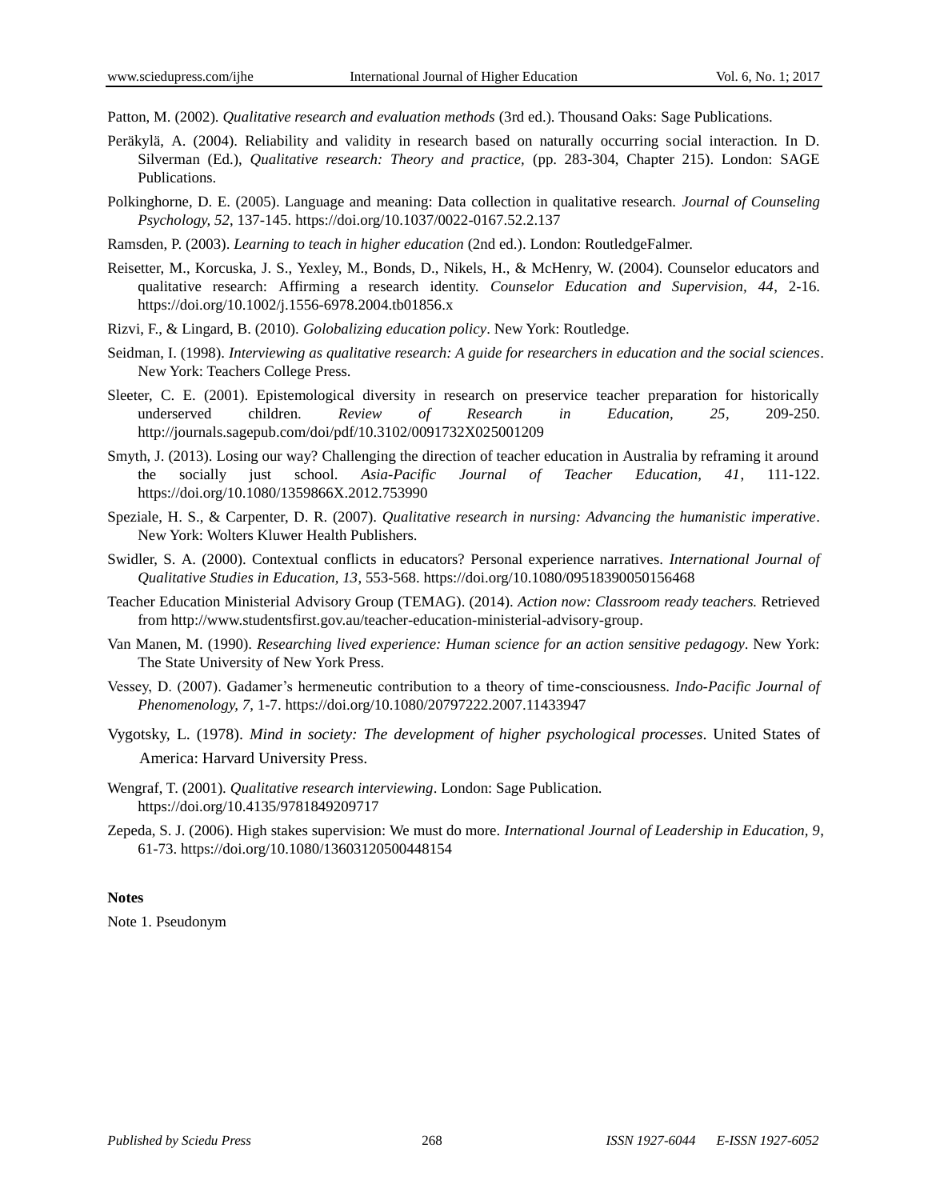Patton, M. (2002). *Qualitative research and evaluation methods* (3rd ed.). Thousand Oaks: Sage Publications.

Peräkylä, A. (2004). Reliability and validity in research based on naturally occurring social interaction. In D. Silverman (Ed.), *Qualitative research: Theory and practice*, (pp. 283-304, Chapter 215). London: SAGE Publications.

Polkinghorne, D. E. (2005). Language and meaning: Data collection in qualitative research. *Journal of Counseling Psychology, 52*, 137-145. https://doi.org/10.1037/0022-0167.52.2.137

Ramsden, P. (2003). *Learning to teach in higher education* (2nd ed.). London: RoutledgeFalmer.

Reisetter, M., Korcuska, J. S., Yexley, M., Bonds, D., Nikels, H., & McHenry, W. (2004). Counselor educators and qualitative research: Affirming a research identity. *Counselor Education and Supervision, 44*, 2-16. https://doi.org/10.1002/j.1556-6978.2004.tb01856.x

Rizvi, F., & Lingard, B. (2010). *Golobalizing education policy*. New York: Routledge.

Seidman, I. (1998). *Interviewing as qualitative research: A guide for researchers in education and the social sciences*. New York: Teachers College Press.

Sleeter, C. E. (2001). Epistemological diversity in research on preservice teacher preparation for historically underserved children. *Review of Research in Education, 25*, 209-250. http://journals.sagepub.com/doi/pdf/10.3102/0091732X025001209

Smyth, J. (2013). Losing our way? Challenging the direction of teacher education in Australia by reframing it around the socially just school. *Asia-Pacific Journal of Teacher Education, 41*, 111-122. https://doi.org/10.1080/1359866X.2012.753990

Speziale, H. S., & Carpenter, D. R. (2007). *Qualitative research in nursing: Advancing the humanistic imperative*. New York: Wolters Kluwer Health Publishers.

Swidler, S. A. (2000). Contextual conflicts in educators? Personal experience narratives. *International Journal of Qualitative Studies in Education, 13*, 553-568. https://doi.org/10.1080/09518390050156468

Teacher Education Ministerial Advisory Group (TEMAG). (2014). *Action now: Classroom ready teachers.* Retrieved from http://www.studentsfirst.gov.au/teacher-education-ministerial-advisory-group.

Van Manen, M. (1990). *Researching lived experience: Human science for an action sensitive pedagogy*. New York: The State University of New York Press.

Vessey, D. (2007). Gadamer's hermeneutic contribution to a theory of time-consciousness. *Indo-Pacific Journal of Phenomenology, 7*, 1-7. https://doi.org/10.1080/20797222.2007.11433947

Vygotsky, L. (1978). *Mind in society: The development of higher psychological processes*. United States of America: Harvard University Press.

Wengraf, T. (2001). *Qualitative research interviewing*. London: Sage Publication. https://doi.org/10.4135/9781849209717

Zepeda, S. J. (2006). High stakes supervision: We must do more. *International Journal of Leadership in Education, 9*, 61-73. https://doi.org/10.1080/13603120500448154

**Notes**

Note 1. Pseudonym